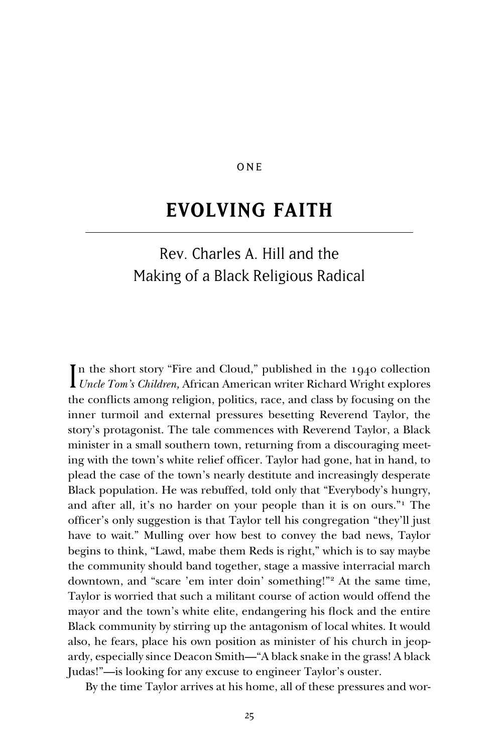ONE

# EVOLVING FAITH

## Rev. Charles A. Hill and the Making of a Black Religious Radical

In the short story "Fire and Cloud," published in the 1940 collection *Uncle Tom's Children,* African American writer Richard Wright explores the conflicts among religion, politics, race, and class by focusing on the inner turmoil and external pressures besetting Reverend Taylor, the story's protagonist. The tale commences with Reverend Taylor, a Black minister in a small southern town, returning from a discouraging meeting with the town's white relief officer. Taylor had gone, hat in hand, to plead the case of the town's nearly destitute and increasingly desperate Black population. He was rebuffed, told only that "Everybody's hungry, and after all, it's no harder on your people than it is on ours."[1] The officer's only suggestion is that Taylor tell his congregation "they'll just have to wait." Mulling over how best to convey the bad news, Taylor begins to think, "Lawd, mabe them Reds is right," which is to say maybe the community should band together, stage a massive interracial march downtown, and "scare 'em inter doin' something!"[2] At the same time, Taylor is worried that such a militant course of action would offend the mayor and the town's white elite, endangering his flock and the entire Black community by stirring up the antagonism of local whites. It would also, he fears, place his own position as minister of his church in jeopardy, especially since Deacon Smith—"A black snake in the grass! A black Judas!"—is looking for any excuse to engineer Taylor's ouster.

By the time Taylor arrives at his home, all of these pressures and wor-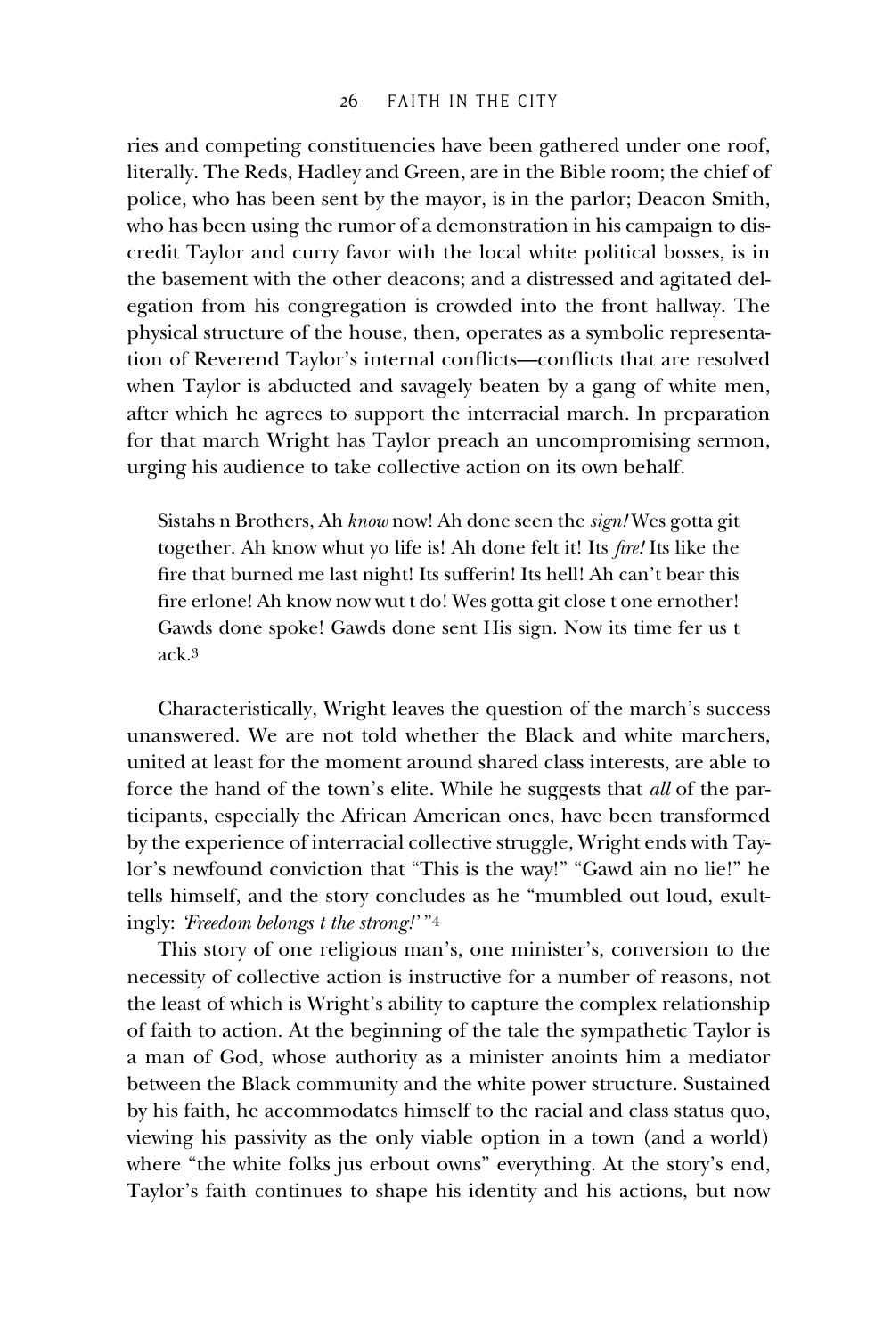ries and competing constituencies have been gathered under one roof, literally. The Reds, Hadley and Green, are in the Bible room; the chief of police, who has been sent by the mayor, is in the parlor; Deacon Smith, who has been using the rumor of a demonstration in his campaign to discredit Taylor and curry favor with the local white political bosses, is in the basement with the other deacons; and a distressed and agitated delegation from his congregation is crowded into the front hallway. The physical structure of the house, then, operates as a symbolic representation of Reverend Taylor's internal conflicts—conflicts that are resolved when Taylor is abducted and savagely beaten by a gang of white men, after which he agrees to support the interracial march. In preparation for that march Wright has Taylor preach an uncompromising sermon, urging his audience to take collective action on its own behalf.

> Sistahs n Brothers, Ah *know* now! Ah done seen the *sign!* Wes gotta git together. Ah know whut yo life is! Ah done felt it! Its *fire!* Its like the fire that burned me last night! Its sufferin! Its hell! Ah can't bear this fire erlone! Ah know now wut t do! Wes gotta git close t one ernother! Gawds done spoke! Gawds done sent His sign. Now its time fer us t ack.[3]

Characteristically, Wright leaves the question of the march's success unanswered. We are not told whether the Black and white marchers, united at least for the moment around shared class interests, are able to force the hand of the town's elite. While he suggests that *all* of the participants, especially the African American ones, have been transformed by the experience of interracial collective struggle, Wright ends with Taylor's newfound conviction that "This is the way!" "Gawd ain no lie!" he tells himself, and the story concludes as he "mumbled out loud, exultingly: *'Freedom belongs t the strong!'* "[4]

This story of one religious man's, one minister's, conversion to the necessity of collective action is instructive for a number of reasons, not the least of which is Wright's ability to capture the complex relationship of faith to action. At the beginning of the tale the sympathetic Taylor is a man of God, whose authority as a minister anoints him a mediator between the Black community and the white power structure. Sustained by his faith, he accommodates himself to the racial and class status quo, viewing his passivity as the only viable option in a town (and a world) where "the white folks jus erbout owns" everything. At the story's end, Taylor's faith continues to shape his identity and his actions, but now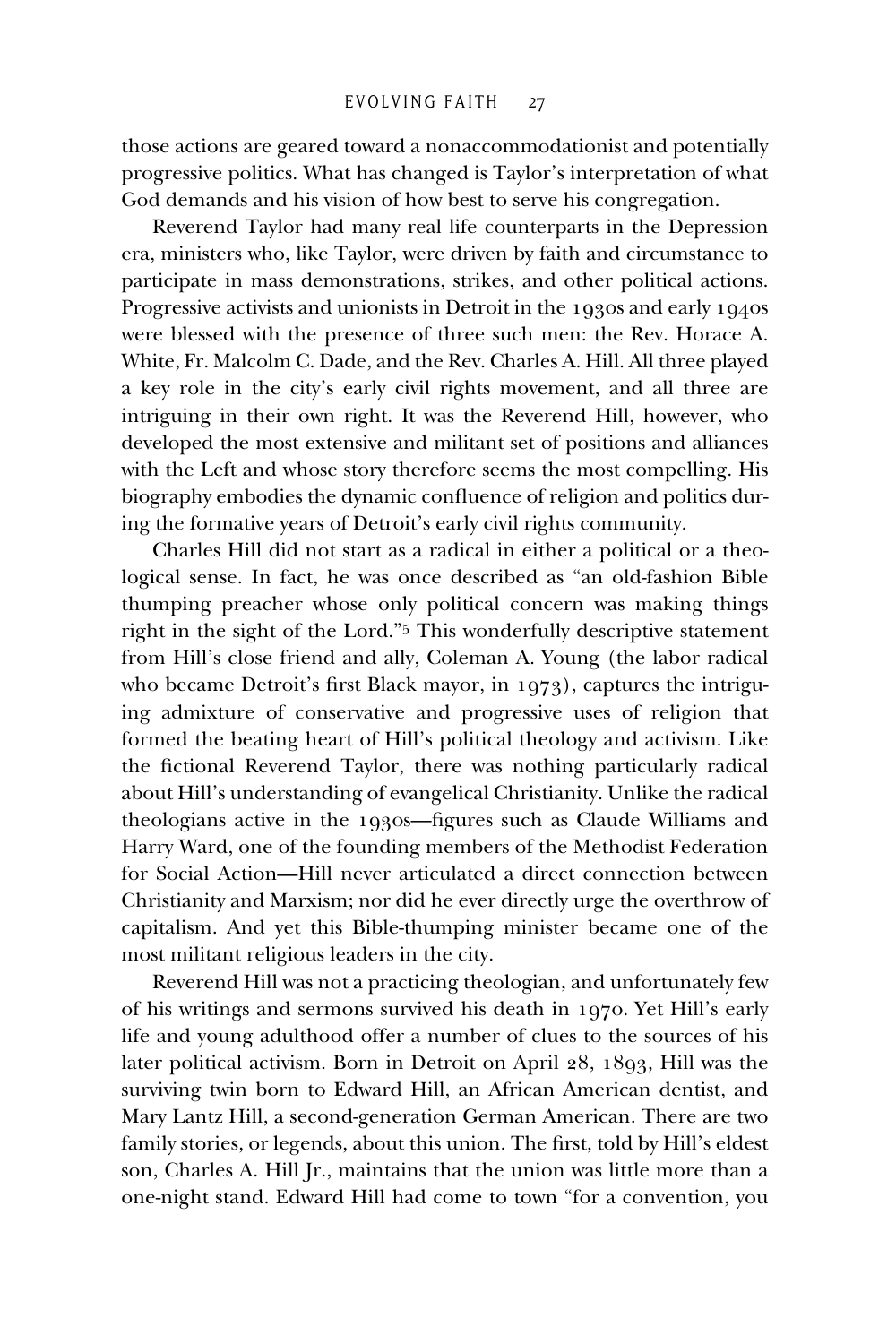those actions are geared toward a nonaccommodationist and potentially progressive politics. What has changed is Taylor's interpretation of what God demands and his vision of how best to serve his congregation.

Reverend Taylor had many real life counterparts in the Depression era, ministers who, like Taylor, were driven by faith and circumstance to participate in mass demonstrations, strikes, and other political actions. Progressive activists and unionists in Detroit in the 1930s and early 1940s were blessed with the presence of three such men: the Rev. Horace A. White, Fr. Malcolm C. Dade, and the Rev. Charles A. Hill. All three played a key role in the city's early civil rights movement, and all three are intriguing in their own right. It was the Reverend Hill, however, who developed the most extensive and militant set of positions and alliances with the Left and whose story therefore seems the most compelling. His biography embodies the dynamic confluence of religion and politics during the formative years of Detroit's early civil rights community.

Charles Hill did not start as a radical in either a political or a theological sense. In fact, he was once described as "an old-fashion Bible thumping preacher whose only political concern was making things right in the sight of the Lord."[5] This wonderfully descriptive statement from Hill's close friend and ally, Coleman A. Young (the labor radical who became Detroit's first Black mayor, in 1973), captures the intriguing admixture of conservative and progressive uses of religion that formed the beating heart of Hill's political theology and activism. Like the fictional Reverend Taylor, there was nothing particularly radical about Hill's understanding of evangelical Christianity. Unlike the radical theologians active in the 1930s—figures such as Claude Williams and Harry Ward, one of the founding members of the Methodist Federation for Social Action—Hill never articulated a direct connection between Christianity and Marxism; nor did he ever directly urge the overthrow of capitalism. And yet this Bible-thumping minister became one of the most militant religious leaders in the city.

Reverend Hill was not a practicing theologian, and unfortunately few of his writings and sermons survived his death in 1970. Yet Hill's early life and young adulthood offer a number of clues to the sources of his later political activism. Born in Detroit on April 28, 1893, Hill was the surviving twin born to Edward Hill, an African American dentist, and Mary Lantz Hill, a second-generation German American. There are two family stories, or legends, about this union. The first, told by Hill's eldest son, Charles A. Hill Jr., maintains that the union was little more than a one-night stand. Edward Hill had come to town "for a convention, you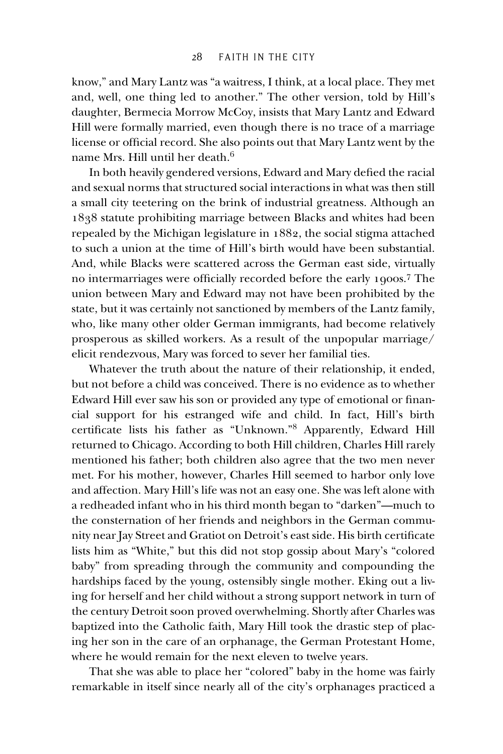know," and Mary Lantz was "a waitress, I think, at a local place. They met and, well, one thing led to another." The other version, told by Hill's daughter, Bermecia Morrow McCoy, insists that Mary Lantz and Edward Hill were formally married, even though there is no trace of a marriage license or official record. She also points out that Mary Lantz went by the name Mrs. Hill until her death.[6]

In both heavily gendered versions, Edward and Mary defied the racial and sexual norms that structured social interactions in what was then still a small city teetering on the brink of industrial greatness. Although an 1838 statute prohibiting marriage between Blacks and whites had been repealed by the Michigan legislature in 1882, the social stigma attached to such a union at the time of Hill's birth would have been substantial. And, while Blacks were scattered across the German east side, virtually no intermarriages were officially recorded before the early 1900s.[7] The union between Mary and Edward may not have been prohibited by the state, but it was certainly not sanctioned by members of the Lantz family, who, like many other older German immigrants, had become relatively prosperous as skilled workers. As a result of the unpopular marriage/elicit rendezvous, Mary was forced to sever her familial ties.

Whatever the truth about the nature of their relationship, it ended, but not before a child was conceived. There is no evidence as to whether Edward Hill ever saw his son or provided any type of emotional or financial support for his estranged wife and child. In fact, Hill's birth certificate lists his father as "Unknown."[8] Apparently, Edward Hill returned to Chicago. According to both Hill children, Charles Hill rarely mentioned his father; both children also agree that the two men never met. For his mother, however, Charles Hill seemed to harbor only love and affection. Mary Hill's life was not an easy one. She was left alone with a redheaded infant who in his third month began to "darken"—much to the consternation of her friends and neighbors in the German community near Jay Street and Gratiot on Detroit's east side. His birth certificate lists him as "White," but this did not stop gossip about Mary's "colored baby" from spreading through the community and compounding the hardships faced by the young, ostensibly single mother. Eking out a living for herself and her child without a strong support network in turn of the century Detroit soon proved overwhelming. Shortly after Charles was baptized into the Catholic faith, Mary Hill took the drastic step of placing her son in the care of an orphanage, the German Protestant Home, where he would remain for the next eleven to twelve years.

That she was able to place her "colored" baby in the home was fairly remarkable in itself since nearly all of the city's orphanages practiced a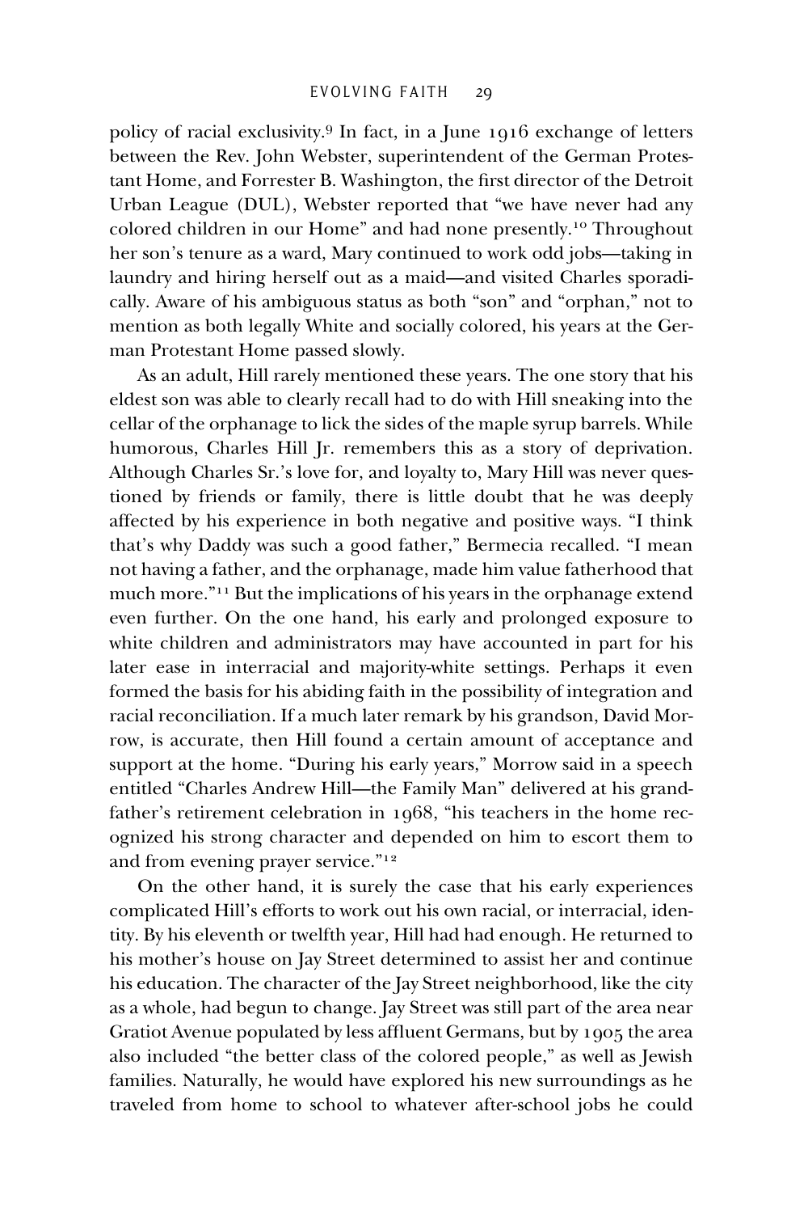policy of racial exclusivity.[9] In fact, in a June 1916 exchange of letters between the Rev. John Webster, superintendent of the German Protestant Home, and Forrester B. Washington, the first director of the Detroit Urban League (DUL), Webster reported that "we have never had any colored children in our Home" and had none presently.[10] Throughout her son's tenure as a ward, Mary continued to work odd jobs—taking in laundry and hiring herself out as a maid—and visited Charles sporadically. Aware of his ambiguous status as both "son" and "orphan," not to mention as both legally White and socially colored, his years at the German Protestant Home passed slowly.

As an adult, Hill rarely mentioned these years. The one story that his eldest son was able to clearly recall had to do with Hill sneaking into the cellar of the orphanage to lick the sides of the maple syrup barrels. While humorous, Charles Hill Jr. remembers this as a story of deprivation. Although Charles Sr.'s love for, and loyalty to, Mary Hill was never questioned by friends or family, there is little doubt that he was deeply affected by his experience in both negative and positive ways. "I think that's why Daddy was such a good father," Bermecia recalled. "I mean not having a father, and the orphanage, made him value fatherhood that much more."[11] But the implications of his years in the orphanage extend even further. On the one hand, his early and prolonged exposure to white children and administrators may have accounted in part for his later ease in interracial and majority-white settings. Perhaps it even formed the basis for his abiding faith in the possibility of integration and racial reconciliation. If a much later remark by his grandson, David Morrow, is accurate, then Hill found a certain amount of acceptance and support at the home. "During his early years," Morrow said in a speech entitled "Charles Andrew Hill—the Family Man" delivered at his grandfather's retirement celebration in 1968, "his teachers in the home recognized his strong character and depended on him to escort them to and from evening prayer service."[12]

On the other hand, it is surely the case that his early experiences complicated Hill's efforts to work out his own racial, or interracial, identity. By his eleventh or twelfth year, Hill had had enough. He returned to his mother's house on Jay Street determined to assist her and continue his education. The character of the Jay Street neighborhood, like the city as a whole, had begun to change. Jay Street was still part of the area near Gratiot Avenue populated by less affluent Germans, but by 1905 the area also included "the better class of the colored people," as well as Jewish families. Naturally, he would have explored his new surroundings as he traveled from home to school to whatever after-school jobs he could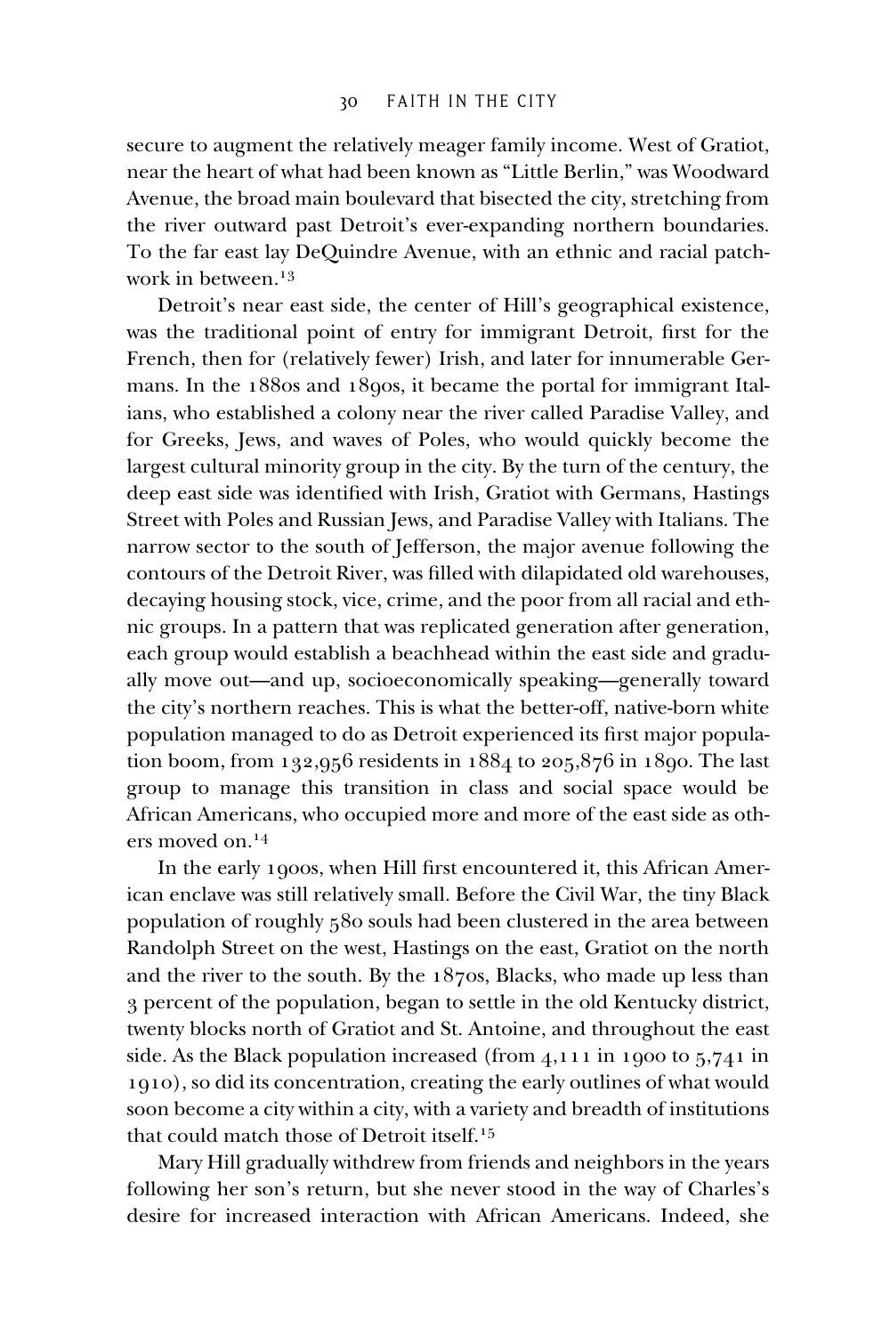secure to augment the relatively meager family income. West of Gratiot, near the heart of what had been known as "Little Berlin," was Woodward Avenue, the broad main boulevard that bisected the city, stretching from the river outward past Detroit's ever-expanding northern boundaries. To the far east lay DeQuindre Avenue, with an ethnic and racial patchwork in between.[13]

Detroit's near east side, the center of Hill's geographical existence, was the traditional point of entry for immigrant Detroit, first for the French, then for (relatively fewer) Irish, and later for innumerable Germans. In the 1880s and 1890s, it became the portal for immigrant Italians, who established a colony near the river called Paradise Valley, and for Greeks, Jews, and waves of Poles, who would quickly become the largest cultural minority group in the city. By the turn of the century, the deep east side was identified with Irish, Gratiot with Germans, Hastings Street with Poles and Russian Jews, and Paradise Valley with Italians. The narrow sector to the south of Jefferson, the major avenue following the contours of the Detroit River, was filled with dilapidated old warehouses, decaying housing stock, vice, crime, and the poor from all racial and ethnic groups. In a pattern that was replicated generation after generation, each group would establish a beachhead within the east side and gradually move out—and up, socioeconomically speaking—generally toward the city's northern reaches. This is what the better-off, native-born white population managed to do as Detroit experienced its first major population boom, from 132,956 residents in 1884 to 205,876 in 1890. The last group to manage this transition in class and social space would be African Americans, who occupied more and more of the east side as others moved on.[14]

In the early 1900s, when Hill first encountered it, this African American enclave was still relatively small. Before the Civil War, the tiny Black population of roughly 580 souls had been clustered in the area between Randolph Street on the west, Hastings on the east, Gratiot on the north and the river to the south. By the 1870s, Blacks, who made up less than 3 percent of the population, began to settle in the old Kentucky district, twenty blocks north of Gratiot and St. Antoine, and throughout the east side. As the Black population increased (from 4,111 in 1900 to 5,741 in 1910), so did its concentration, creating the early outlines of what would soon become a city within a city, with a variety and breadth of institutions that could match those of Detroit itself.[15]

Mary Hill gradually withdrew from friends and neighbors in the years following her son's return, but she never stood in the way of Charles's desire for increased interaction with African Americans. Indeed, she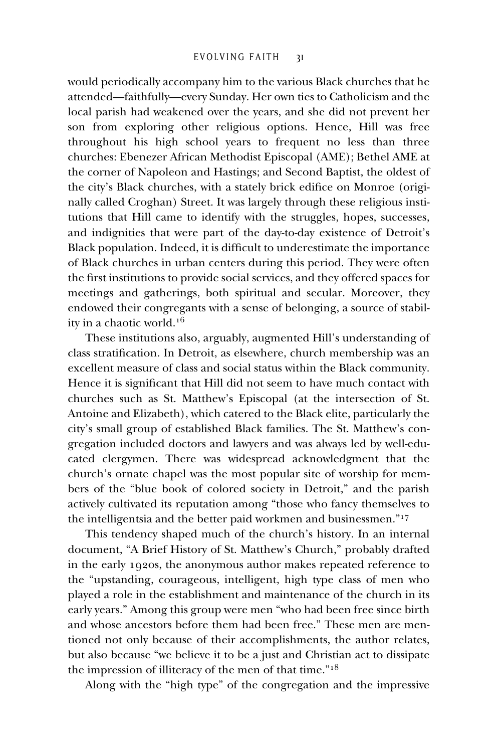would periodically accompany him to the various Black churches that he attended—faithfully—every Sunday. Her own ties to Catholicism and the local parish had weakened over the years, and she did not prevent her son from exploring other religious options. Hence, Hill was free throughout his high school years to frequent no less than three churches: Ebenezer African Methodist Episcopal (AME); Bethel AME at the corner of Napoleon and Hastings; and Second Baptist, the oldest of the city's Black churches, with a stately brick edifice on Monroe (originally called Croghan) Street. It was largely through these religious institutions that Hill came to identify with the struggles, hopes, successes, and indignities that were part of the day-to-day existence of Detroit's Black population. Indeed, it is difficult to underestimate the importance of Black churches in urban centers during this period. They were often the first institutions to provide social services, and they offered spaces for meetings and gatherings, both spiritual and secular. Moreover, they endowed their congregants with a sense of belonging, a source of stability in a chaotic world.[16]

These institutions also, arguably, augmented Hill's understanding of class stratification. In Detroit, as elsewhere, church membership was an excellent measure of class and social status within the Black community. Hence it is significant that Hill did not seem to have much contact with churches such as St. Matthew's Episcopal (at the intersection of St. Antoine and Elizabeth), which catered to the Black elite, particularly the city's small group of established Black families. The St. Matthew's congregation included doctors and lawyers and was always led by well-educated clergymen. There was widespread acknowledgment that the church's ornate chapel was the most popular site of worship for members of the "blue book of colored society in Detroit," and the parish actively cultivated its reputation among "those who fancy themselves to the intelligentsia and the better paid workmen and businessmen."[17]

This tendency shaped much of the church's history. In an internal document, "A Brief History of St. Matthew's Church," probably drafted in the early 1920s, the anonymous author makes repeated reference to the "upstanding, courageous, intelligent, high type class of men who played a role in the establishment and maintenance of the church in its early years." Among this group were men "who had been free since birth and whose ancestors before them had been free." These men are mentioned not only because of their accomplishments, the author relates, but also because "we believe it to be a just and Christian act to dissipate the impression of illiteracy of the men of that time."[18]

Along with the "high type" of the congregation and the impressive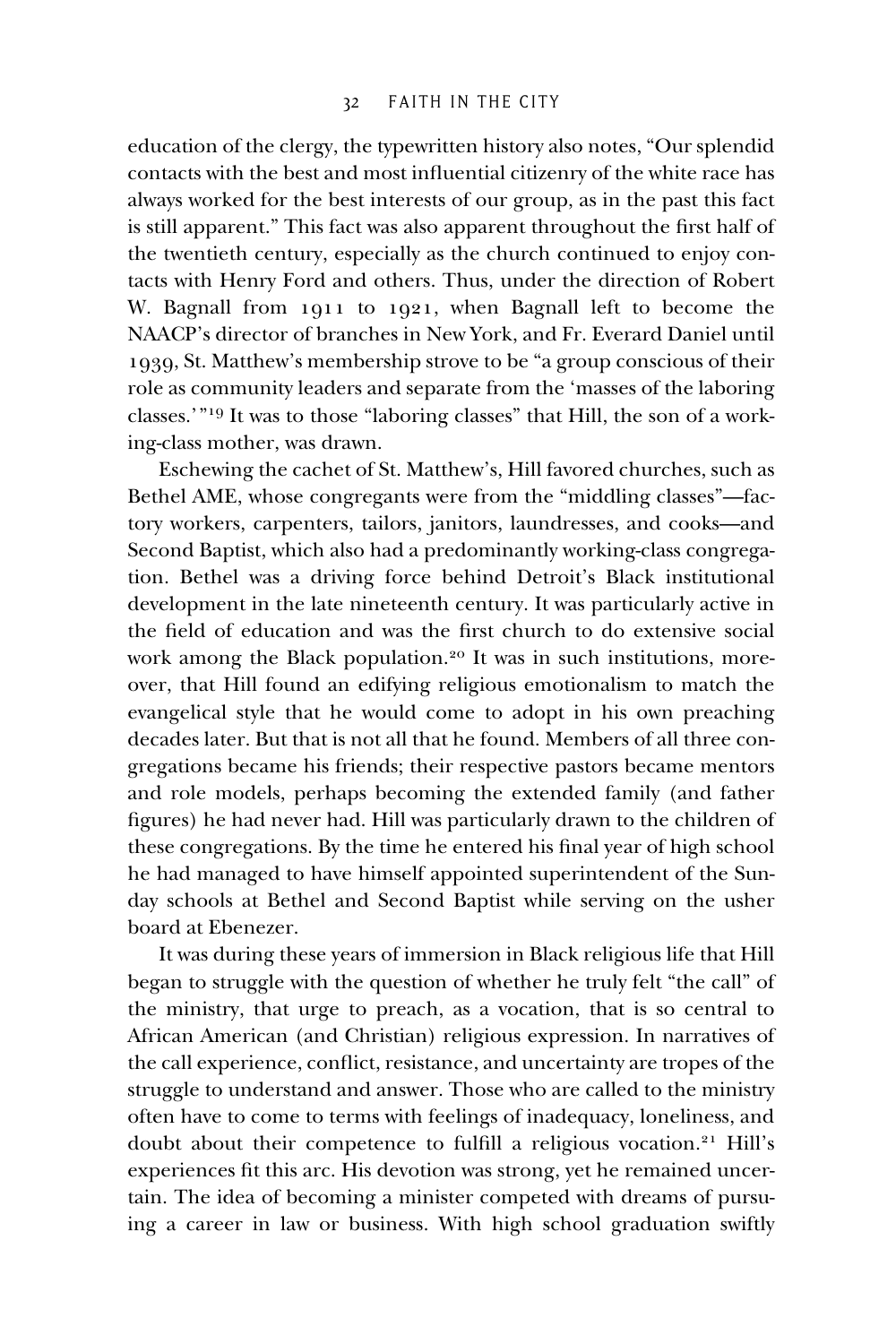education of the clergy, the typewritten history also notes, "Our splendid contacts with the best and most influential citizenry of the white race has always worked for the best interests of our group, as in the past this fact is still apparent." This fact was also apparent throughout the first half of the twentieth century, especially as the church continued to enjoy contacts with Henry Ford and others. Thus, under the direction of Robert W. Bagnall from 1911 to 1921, when Bagnall left to become the NAACP's director of branches in New York, and Fr. Everard Daniel until 1939, St. Matthew's membership strove to be "a group conscious of their role as community leaders and separate from the 'masses of the laboring classes.'"[19] It was to those "laboring classes" that Hill, the son of a working-class mother, was drawn.

Eschewing the cachet of St. Matthew's, Hill favored churches, such as Bethel AME, whose congregants were from the "middling classes"—factory workers, carpenters, tailors, janitors, laundresses, and cooks—and Second Baptist, which also had a predominantly working-class congregation. Bethel was a driving force behind Detroit's Black institutional development in the late nineteenth century. It was particularly active in the field of education and was the first church to do extensive social work among the Black population.[20] It was in such institutions, moreover, that Hill found an edifying religious emotionalism to match the evangelical style that he would come to adopt in his own preaching decades later. But that is not all that he found. Members of all three congregations became his friends; their respective pastors became mentors and role models, perhaps becoming the extended family (and father figures) he had never had. Hill was particularly drawn to the children of these congregations. By the time he entered his final year of high school he had managed to have himself appointed superintendent of the Sunday schools at Bethel and Second Baptist while serving on the usher board at Ebenezer.

It was during these years of immersion in Black religious life that Hill began to struggle with the question of whether he truly felt "the call" of the ministry, that urge to preach, as a vocation, that is so central to African American (and Christian) religious expression. In narratives of the call experience, conflict, resistance, and uncertainty are tropes of the struggle to understand and answer. Those who are called to the ministry often have to come to terms with feelings of inadequacy, loneliness, and doubt about their competence to fulfill a religious vocation.[21] Hill's experiences fit this arc. His devotion was strong, yet he remained uncertain. The idea of becoming a minister competed with dreams of pursuing a career in law or business. With high school graduation swiftly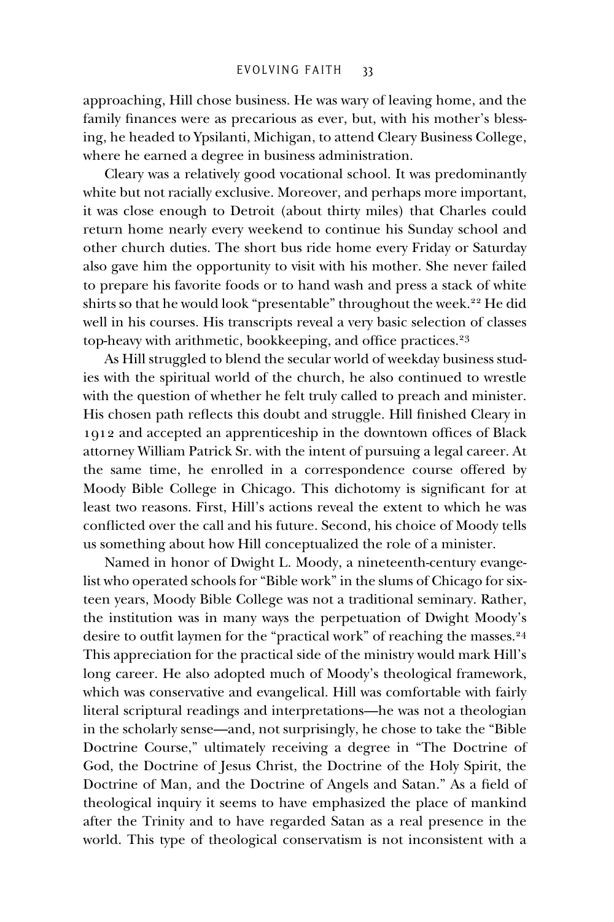approaching, Hill chose business. He was wary of leaving home, and the family finances were as precarious as ever, but, with his mother's blessing, he headed to Ypsilanti, Michigan, to attend Cleary Business College, where he earned a degree in business administration.

Cleary was a relatively good vocational school. It was predominantly white but not racially exclusive. Moreover, and perhaps more important, it was close enough to Detroit (about thirty miles) that Charles could return home nearly every weekend to continue his Sunday school and other church duties. The short bus ride home every Friday or Saturday also gave him the opportunity to visit with his mother. She never failed to prepare his favorite foods or to hand wash and press a stack of white shirts so that he would look "presentable" throughout the week.[22] He did well in his courses. His transcripts reveal a very basic selection of classes top-heavy with arithmetic, bookkeeping, and office practices.[23]

As Hill struggled to blend the secular world of weekday business studies with the spiritual world of the church, he also continued to wrestle with the question of whether he felt truly called to preach and minister. His chosen path reflects this doubt and struggle. Hill finished Cleary in 1912 and accepted an apprenticeship in the downtown offices of Black attorney William Patrick Sr. with the intent of pursuing a legal career. At the same time, he enrolled in a correspondence course offered by Moody Bible College in Chicago. This dichotomy is significant for at least two reasons. First, Hill's actions reveal the extent to which he was conflicted over the call and his future. Second, his choice of Moody tells us something about how Hill conceptualized the role of a minister.

Named in honor of Dwight L. Moody, a nineteenth-century evangelist who operated schools for "Bible work" in the slums of Chicago for sixteen years, Moody Bible College was not a traditional seminary. Rather, the institution was in many ways the perpetuation of Dwight Moody's desire to outfit laymen for the "practical work" of reaching the masses.[24] This appreciation for the practical side of the ministry would mark Hill's long career. He also adopted much of Moody's theological framework, which was conservative and evangelical. Hill was comfortable with fairly literal scriptural readings and interpretations—he was not a theologian in the scholarly sense—and, not surprisingly, he chose to take the "Bible Doctrine Course," ultimately receiving a degree in "The Doctrine of God, the Doctrine of Jesus Christ, the Doctrine of the Holy Spirit, the Doctrine of Man, and the Doctrine of Angels and Satan." As a field of theological inquiry it seems to have emphasized the place of mankind after the Trinity and to have regarded Satan as a real presence in the world. This type of theological conservatism is not inconsistent with a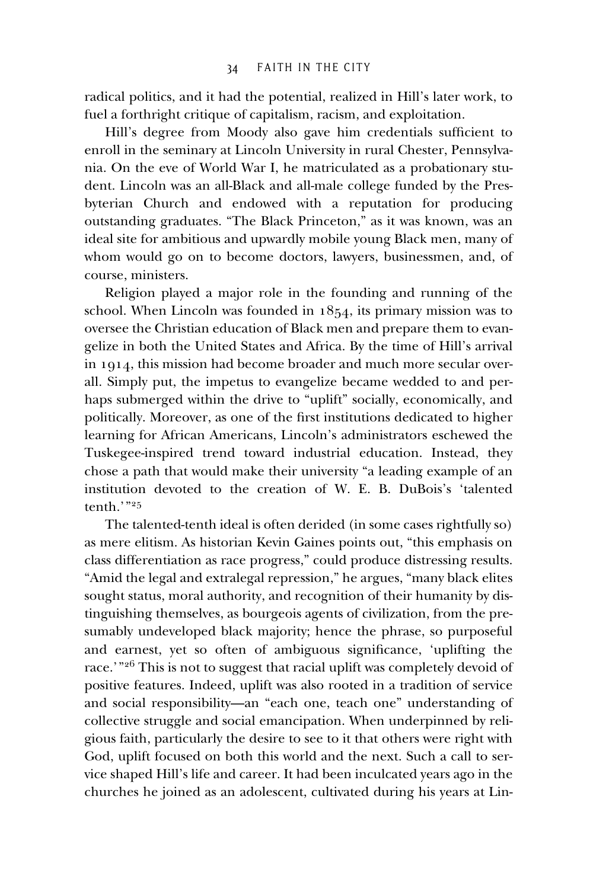radical politics, and it had the potential, realized in Hill's later work, to fuel a forthright critique of capitalism, racism, and exploitation.

Hill's degree from Moody also gave him credentials sufficient to enroll in the seminary at Lincoln University in rural Chester, Pennsylvania. On the eve of World War I, he matriculated as a probationary student. Lincoln was an all-Black and all-male college funded by the Presbyterian Church and endowed with a reputation for producing outstanding graduates. "The Black Princeton," as it was known, was an ideal site for ambitious and upwardly mobile young Black men, many of whom would go on to become doctors, lawyers, businessmen, and, of course, ministers.

Religion played a major role in the founding and running of the school. When Lincoln was founded in 1854, its primary mission was to oversee the Christian education of Black men and prepare them to evangelize in both the United States and Africa. By the time of Hill's arrival in 1914, this mission had become broader and much more secular overall. Simply put, the impetus to evangelize became wedded to and perhaps submerged within the drive to "uplift" socially, economically, and politically. Moreover, as one of the first institutions dedicated to higher learning for African Americans, Lincoln's administrators eschewed the Tuskegee-inspired trend toward industrial education. Instead, they chose a path that would make their university "a leading example of an institution devoted to the creation of W. E. B. DuBois's 'talented tenth.'"[25]

The talented-tenth ideal is often derided (in some cases rightfully so) as mere elitism. As historian Kevin Gaines points out, "this emphasis on class differentiation as race progress," could produce distressing results. "Amid the legal and extralegal repression," he argues, "many black elites sought status, moral authority, and recognition of their humanity by distinguishing themselves, as bourgeois agents of civilization, from the presumably undeveloped black majority; hence the phrase, so purposeful and earnest, yet so often of ambiguous significance, 'uplifting the race.'"[26] This is not to suggest that racial uplift was completely devoid of positive features. Indeed, uplift was also rooted in a tradition of service and social responsibility—an "each one, teach one" understanding of collective struggle and social emancipation. When underpinned by religious faith, particularly the desire to see to it that others were right with God, uplift focused on both this world and the next. Such a call to service shaped Hill's life and career. It had been inculcated years ago in the churches he joined as an adolescent, cultivated during his years at Lin-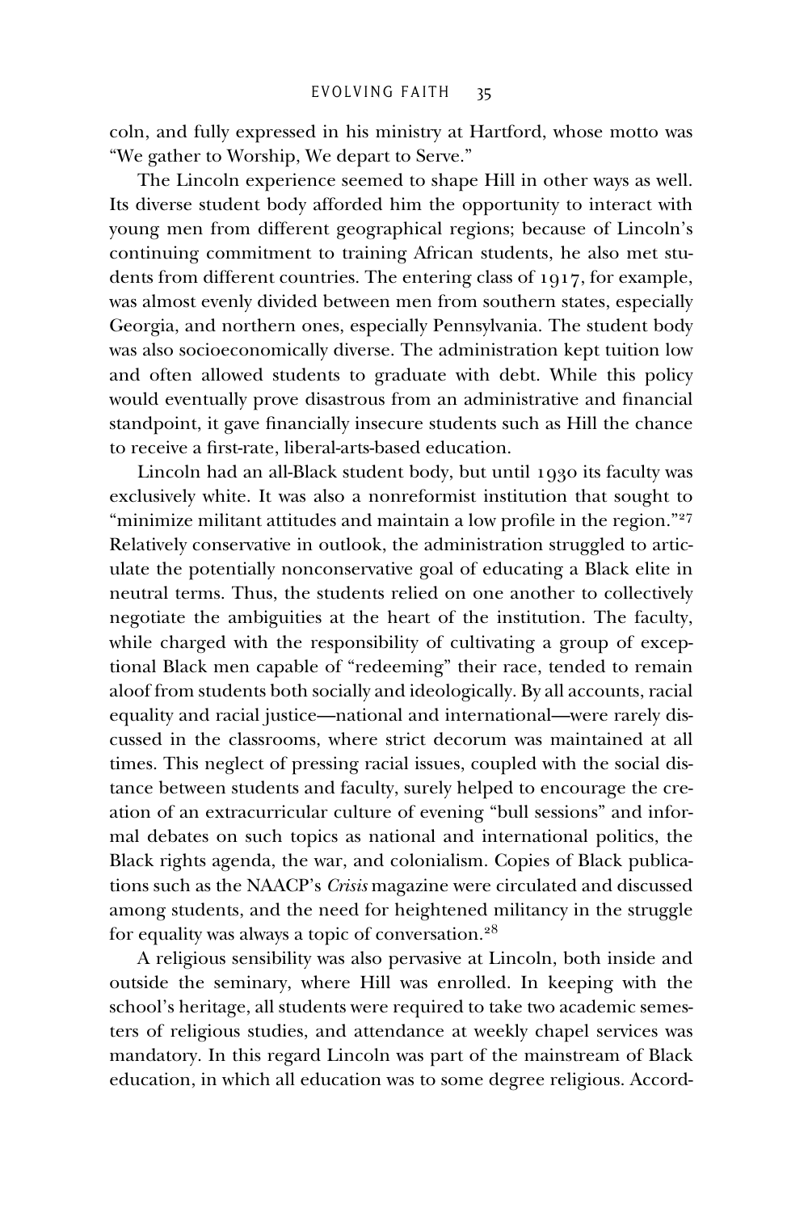coln, and fully expressed in his ministry at Hartford, whose motto was "We gather to Worship, We depart to Serve."

The Lincoln experience seemed to shape Hill in other ways as well. Its diverse student body afforded him the opportunity to interact with young men from different geographical regions; because of Lincoln's continuing commitment to training African students, he also met students from different countries. The entering class of 1917, for example, was almost evenly divided between men from southern states, especially Georgia, and northern ones, especially Pennsylvania. The student body was also socioeconomically diverse. The administration kept tuition low and often allowed students to graduate with debt. While this policy would eventually prove disastrous from an administrative and financial standpoint, it gave financially insecure students such as Hill the chance to receive a first-rate, liberal-arts-based education.

Lincoln had an all-Black student body, but until 1930 its faculty was exclusively white. It was also a nonreformist institution that sought to "minimize militant attitudes and maintain a low profile in the region."[27] Relatively conservative in outlook, the administration struggled to articulate the potentially nonconservative goal of educating a Black elite in neutral terms. Thus, the students relied on one another to collectively negotiate the ambiguities at the heart of the institution. The faculty, while charged with the responsibility of cultivating a group of exceptional Black men capable of "redeeming" their race, tended to remain aloof from students both socially and ideologically. By all accounts, racial equality and racial justice—national and international—were rarely discussed in the classrooms, where strict decorum was maintained at all times. This neglect of pressing racial issues, coupled with the social distance between students and faculty, surely helped to encourage the creation of an extracurricular culture of evening "bull sessions" and informal debates on such topics as national and international politics, the Black rights agenda, the war, and colonialism. Copies of Black publications such as the NAACP's *Crisis* magazine were circulated and discussed among students, and the need for heightened militancy in the struggle for equality was always a topic of conversation.[28]

A religious sensibility was also pervasive at Lincoln, both inside and outside the seminary, where Hill was enrolled. In keeping with the school's heritage, all students were required to take two academic semesters of religious studies, and attendance at weekly chapel services was mandatory. In this regard Lincoln was part of the mainstream of Black education, in which all education was to some degree religious. Accord-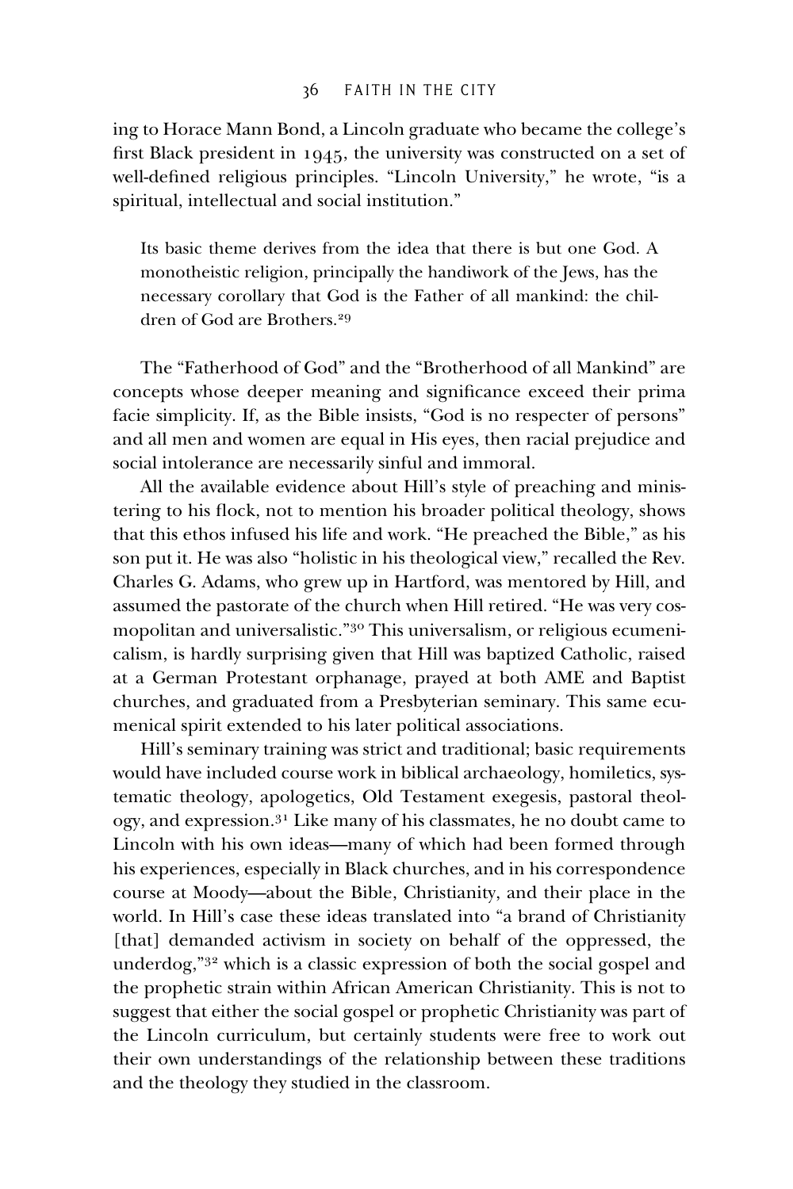ing to Horace Mann Bond, a Lincoln graduate who became the college's first Black president in 1945, the university was constructed on a set of well-defined religious principles. "Lincoln University," he wrote, "is a spiritual, intellectual and social institution."

> Its basic theme derives from the idea that there is but one God. A monotheistic religion, principally the handiwork of the Jews, has the necessary corollary that God is the Father of all mankind: the children of God are Brothers.[29]

The "Fatherhood of God" and the "Brotherhood of all Mankind" are concepts whose deeper meaning and significance exceed their prima facie simplicity. If, as the Bible insists, "God is no respecter of persons" and all men and women are equal in His eyes, then racial prejudice and social intolerance are necessarily sinful and immoral.

All the available evidence about Hill's style of preaching and ministering to his flock, not to mention his broader political theology, shows that this ethos infused his life and work. "He preached the Bible," as his son put it. He was also "holistic in his theological view," recalled the Rev. Charles G. Adams, who grew up in Hartford, was mentored by Hill, and assumed the pastorate of the church when Hill retired. "He was very cosmopolitan and universalistic."[30] This universalism, or religious ecumenicalism, is hardly surprising given that Hill was baptized Catholic, raised at a German Protestant orphanage, prayed at both AME and Baptist churches, and graduated from a Presbyterian seminary. This same ecumenical spirit extended to his later political associations.

Hill's seminary training was strict and traditional; basic requirements would have included course work in biblical archaeology, homiletics, systematic theology, apologetics, Old Testament exegesis, pastoral theology, and expression.[31] Like many of his classmates, he no doubt came to Lincoln with his own ideas—many of which had been formed through his experiences, especially in Black churches, and in his correspondence course at Moody—about the Bible, Christianity, and their place in the world. In Hill's case these ideas translated into "a brand of Christianity [that] demanded activism in society on behalf of the oppressed, the underdog,"[32] which is a classic expression of both the social gospel and the prophetic strain within African American Christianity. This is not to suggest that either the social gospel or prophetic Christianity was part of the Lincoln curriculum, but certainly students were free to work out their own understandings of the relationship between these traditions and the theology they studied in the classroom.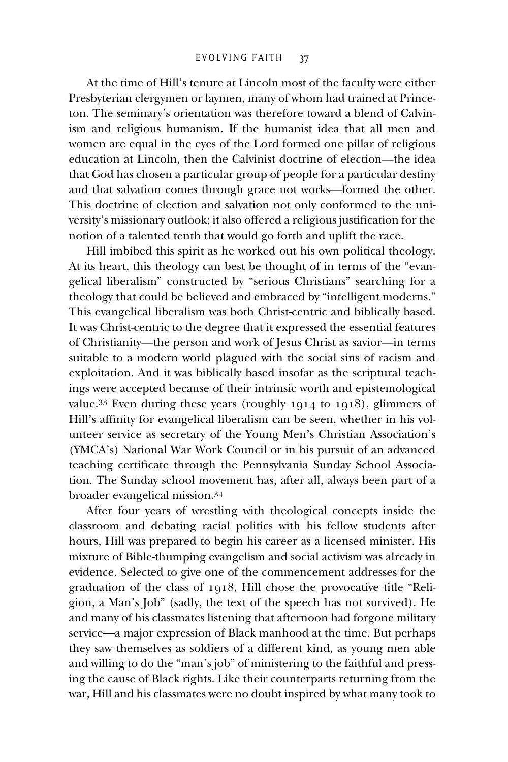At the time of Hill's tenure at Lincoln most of the faculty were either Presbyterian clergymen or laymen, many of whom had trained at Princeton. The seminary's orientation was therefore toward a blend of Calvinism and religious humanism. If the humanist idea that all men and women are equal in the eyes of the Lord formed one pillar of religious education at Lincoln, then the Calvinist doctrine of election—the idea that God has chosen a particular group of people for a particular destiny and that salvation comes through grace not works—formed the other. This doctrine of election and salvation not only conformed to the university's missionary outlook; it also offered a religious justification for the notion of a talented tenth that would go forth and uplift the race.

Hill imbibed this spirit as he worked out his own political theology. At its heart, this theology can best be thought of in terms of the "evangelical liberalism" constructed by "serious Christians" searching for a theology that could be believed and embraced by "intelligent moderns." This evangelical liberalism was both Christ-centric and biblically based. It was Christ-centric to the degree that it expressed the essential features of Christianity—the person and work of Jesus Christ as savior—in terms suitable to a modern world plagued with the social sins of racism and exploitation. And it was biblically based insofar as the scriptural teachings were accepted because of their intrinsic worth and epistemological value.[33] Even during these years (roughly 1914 to 1918), glimmers of Hill's affinity for evangelical liberalism can be seen, whether in his volunteer service as secretary of the Young Men's Christian Association's (YMCA's) National War Work Council or in his pursuit of an advanced teaching certificate through the Pennsylvania Sunday School Association. The Sunday school movement has, after all, always been part of a broader evangelical mission.[34]

After four years of wrestling with theological concepts inside the classroom and debating racial politics with his fellow students after hours, Hill was prepared to begin his career as a licensed minister. His mixture of Bible-thumping evangelism and social activism was already in evidence. Selected to give one of the commencement addresses for the graduation of the class of 1918, Hill chose the provocative title "Religion, a Man's Job" (sadly, the text of the speech has not survived). He and many of his classmates listening that afternoon had forgone military service—a major expression of Black manhood at the time. But perhaps they saw themselves as soldiers of a different kind, as young men able and willing to do the "man's job" of ministering to the faithful and pressing the cause of Black rights. Like their counterparts returning from the war, Hill and his classmates were no doubt inspired by what many took to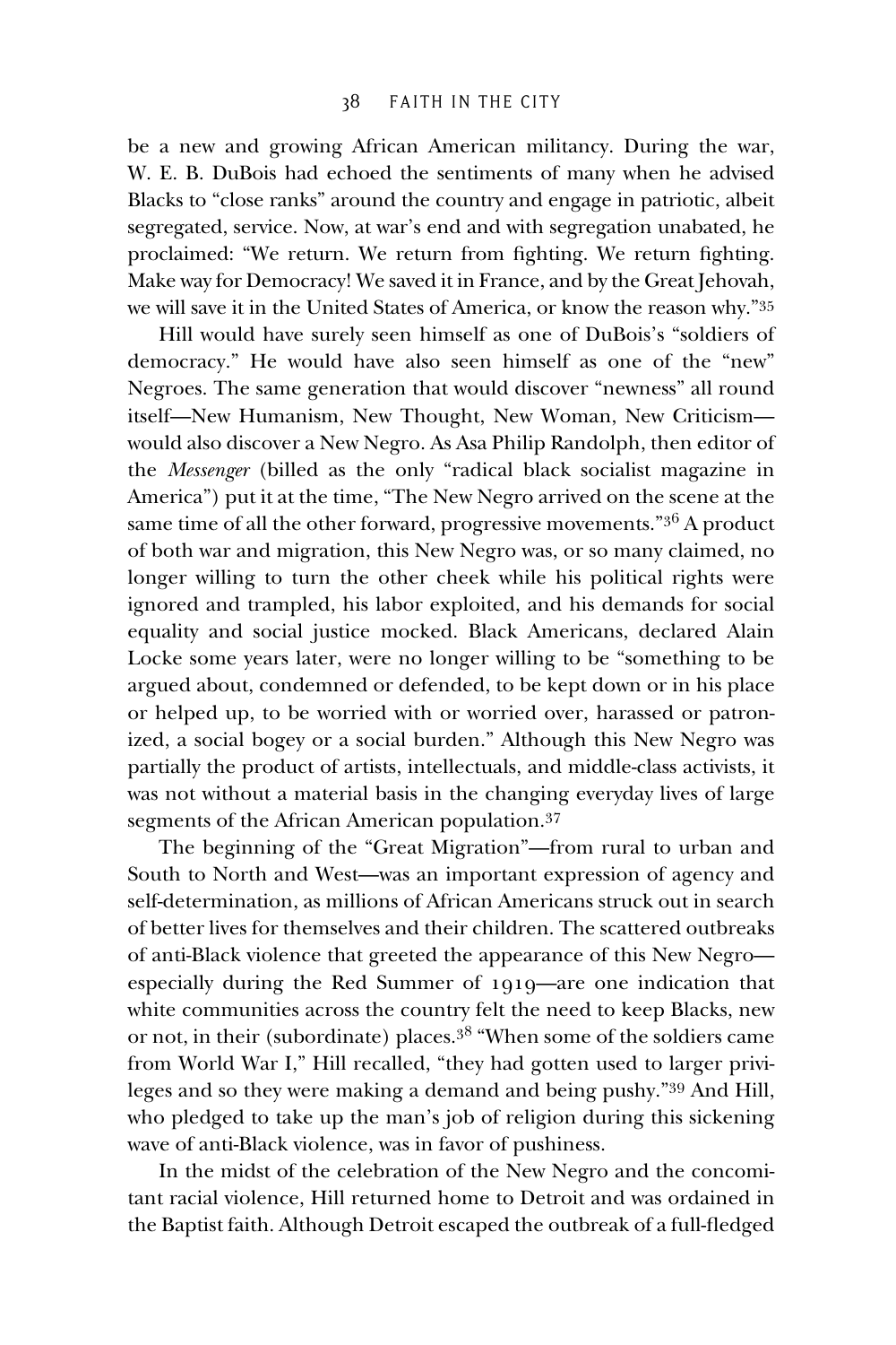be a new and growing African American militancy. During the war, W. E. B. DuBois had echoed the sentiments of many when he advised Blacks to "close ranks" around the country and engage in patriotic, albeit segregated, service. Now, at war's end and with segregation unabated, he proclaimed: "We return. We return from fighting. We return fighting. Make way for Democracy! We saved it in France, and by the Great Jehovah, we will save it in the United States of America, or know the reason why."[35]

Hill would have surely seen himself as one of DuBois's "soldiers of democracy." He would have also seen himself as one of the "new" Negroes. The same generation that would discover "newness" all round itself—New Humanism, New Thought, New Woman, New Criticism—would also discover a New Negro. As Asa Philip Randolph, then editor of the *Messenger* (billed as the only "radical black socialist magazine in America") put it at the time, "The New Negro arrived on the scene at the same time of all the other forward, progressive movements."[36] A product of both war and migration, this New Negro was, or so many claimed, no longer willing to turn the other cheek while his political rights were ignored and trampled, his labor exploited, and his demands for social equality and social justice mocked. Black Americans, declared Alain Locke some years later, were no longer willing to be "something to be argued about, condemned or defended, to be kept down or in his place or helped up, to be worried with or worried over, harassed or patronized, a social bogey or a social burden." Although this New Negro was partially the product of artists, intellectuals, and middle-class activists, it was not without a material basis in the changing everyday lives of large segments of the African American population.[37]

The beginning of the "Great Migration"—from rural to urban and South to North and West—was an important expression of agency and self-determination, as millions of African Americans struck out in search of better lives for themselves and their children. The scattered outbreaks of anti-Black violence that greeted the appearance of this New Negro—especially during the Red Summer of 1919—are one indication that white communities across the country felt the need to keep Blacks, new or not, in their (subordinate) places.[38] "When some of the soldiers came from World War I," Hill recalled, "they had gotten used to larger privileges and so they were making a demand and being pushy."[39] And Hill, who pledged to take up the man's job of religion during this sickening wave of anti-Black violence, was in favor of pushiness.

In the midst of the celebration of the New Negro and the concomitant racial violence, Hill returned home to Detroit and was ordained in the Baptist faith. Although Detroit escaped the outbreak of a full-fledged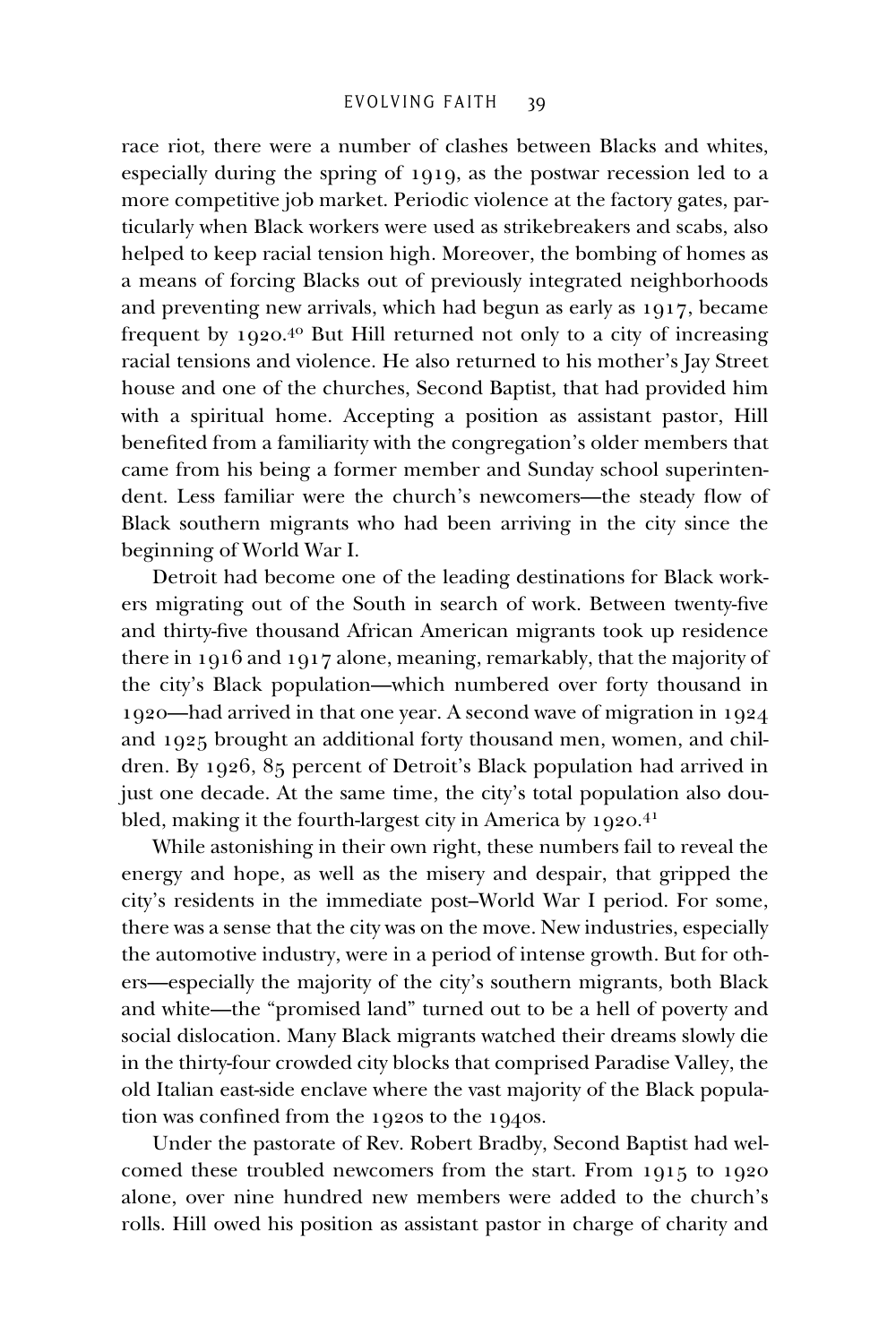race riot, there were a number of clashes between Blacks and whites, especially during the spring of 1919, as the postwar recession led to a more competitive job market. Periodic violence at the factory gates, particularly when Black workers were used as strikebreakers and scabs, also helped to keep racial tension high. Moreover, the bombing of homes as a means of forcing Blacks out of previously integrated neighborhoods and preventing new arrivals, which had begun as early as 1917, became frequent by 1920.[40] But Hill returned not only to a city of increasing racial tensions and violence. He also returned to his mother's Jay Street house and one of the churches, Second Baptist, that had provided him with a spiritual home. Accepting a position as assistant pastor, Hill benefited from a familiarity with the congregation's older members that came from his being a former member and Sunday school superintendent. Less familiar were the church's newcomers—the steady flow of Black southern migrants who had been arriving in the city since the beginning of World War I.

Detroit had become one of the leading destinations for Black workers migrating out of the South in search of work. Between twenty-five and thirty-five thousand African American migrants took up residence there in 1916 and 1917 alone, meaning, remarkably, that the majority of the city's Black population—which numbered over forty thousand in 1920—had arrived in that one year. A second wave of migration in 1924 and 1925 brought an additional forty thousand men, women, and children. By 1926, 85 percent of Detroit's Black population had arrived in just one decade. At the same time, the city's total population also doubled, making it the fourth-largest city in America by 1920.[41]

While astonishing in their own right, these numbers fail to reveal the energy and hope, as well as the misery and despair, that gripped the city's residents in the immediate post–World War I period. For some, there was a sense that the city was on the move. New industries, especially the automotive industry, were in a period of intense growth. But for others—especially the majority of the city's southern migrants, both Black and white—the "promised land" turned out to be a hell of poverty and social dislocation. Many Black migrants watched their dreams slowly die in the thirty-four crowded city blocks that comprised Paradise Valley, the old Italian east-side enclave where the vast majority of the Black population was confined from the 1920s to the 1940s.

Under the pastorate of Rev. Robert Bradby, Second Baptist had welcomed these troubled newcomers from the start. From 1915 to 1920 alone, over nine hundred new members were added to the church's rolls. Hill owed his position as assistant pastor in charge of charity and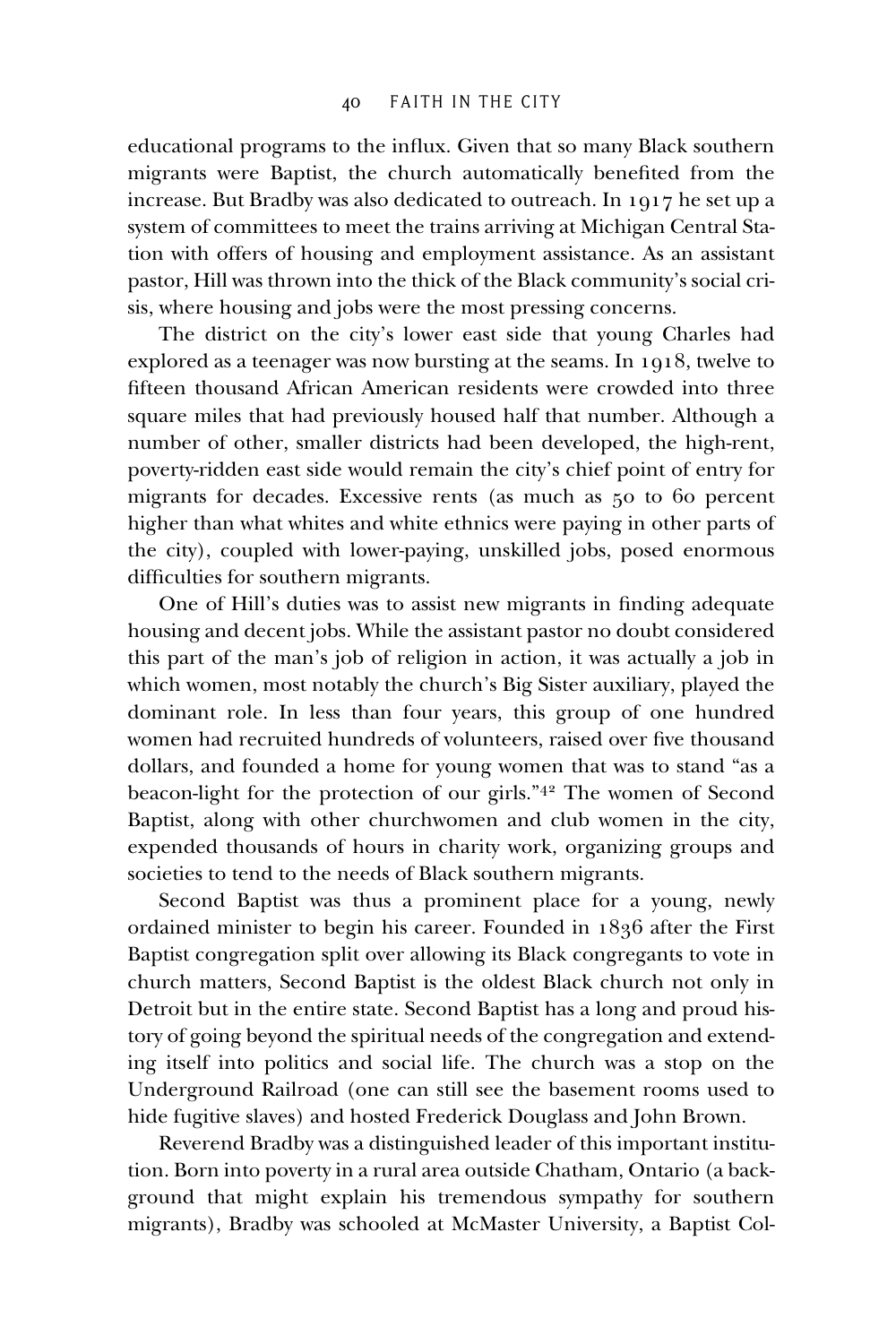educational programs to the influx. Given that so many Black southern migrants were Baptist, the church automatically benefited from the increase. But Bradby was also dedicated to outreach. In 1917 he set up a system of committees to meet the trains arriving at Michigan Central Station with offers of housing and employment assistance. As an assistant pastor, Hill was thrown into the thick of the Black community's social crisis, where housing and jobs were the most pressing concerns.

The district on the city's lower east side that young Charles had explored as a teenager was now bursting at the seams. In 1918, twelve to fifteen thousand African American residents were crowded into three square miles that had previously housed half that number. Although a number of other, smaller districts had been developed, the high-rent, poverty-ridden east side would remain the city's chief point of entry for migrants for decades. Excessive rents (as much as 50 to 60 percent higher than what whites and white ethnics were paying in other parts of the city), coupled with lower-paying, unskilled jobs, posed enormous difficulties for southern migrants.

One of Hill's duties was to assist new migrants in finding adequate housing and decent jobs. While the assistant pastor no doubt considered this part of the man's job of religion in action, it was actually a job in which women, most notably the church's Big Sister auxiliary, played the dominant role. In less than four years, this group of one hundred women had recruited hundreds of volunteers, raised over five thousand dollars, and founded a home for young women that was to stand "as a beacon-light for the protection of our girls."[42] The women of Second Baptist, along with other churchwomen and club women in the city, expended thousands of hours in charity work, organizing groups and societies to tend to the needs of Black southern migrants.

Second Baptist was thus a prominent place for a young, newly ordained minister to begin his career. Founded in 1836 after the First Baptist congregation split over allowing its Black congregants to vote in church matters, Second Baptist is the oldest Black church not only in Detroit but in the entire state. Second Baptist has a long and proud history of going beyond the spiritual needs of the congregation and extending itself into politics and social life. The church was a stop on the Underground Railroad (one can still see the basement rooms used to hide fugitive slaves) and hosted Frederick Douglass and John Brown.

Reverend Bradby was a distinguished leader of this important institution. Born into poverty in a rural area outside Chatham, Ontario (a background that might explain his tremendous sympathy for southern migrants), Bradby was schooled at McMaster University, a Baptist Col-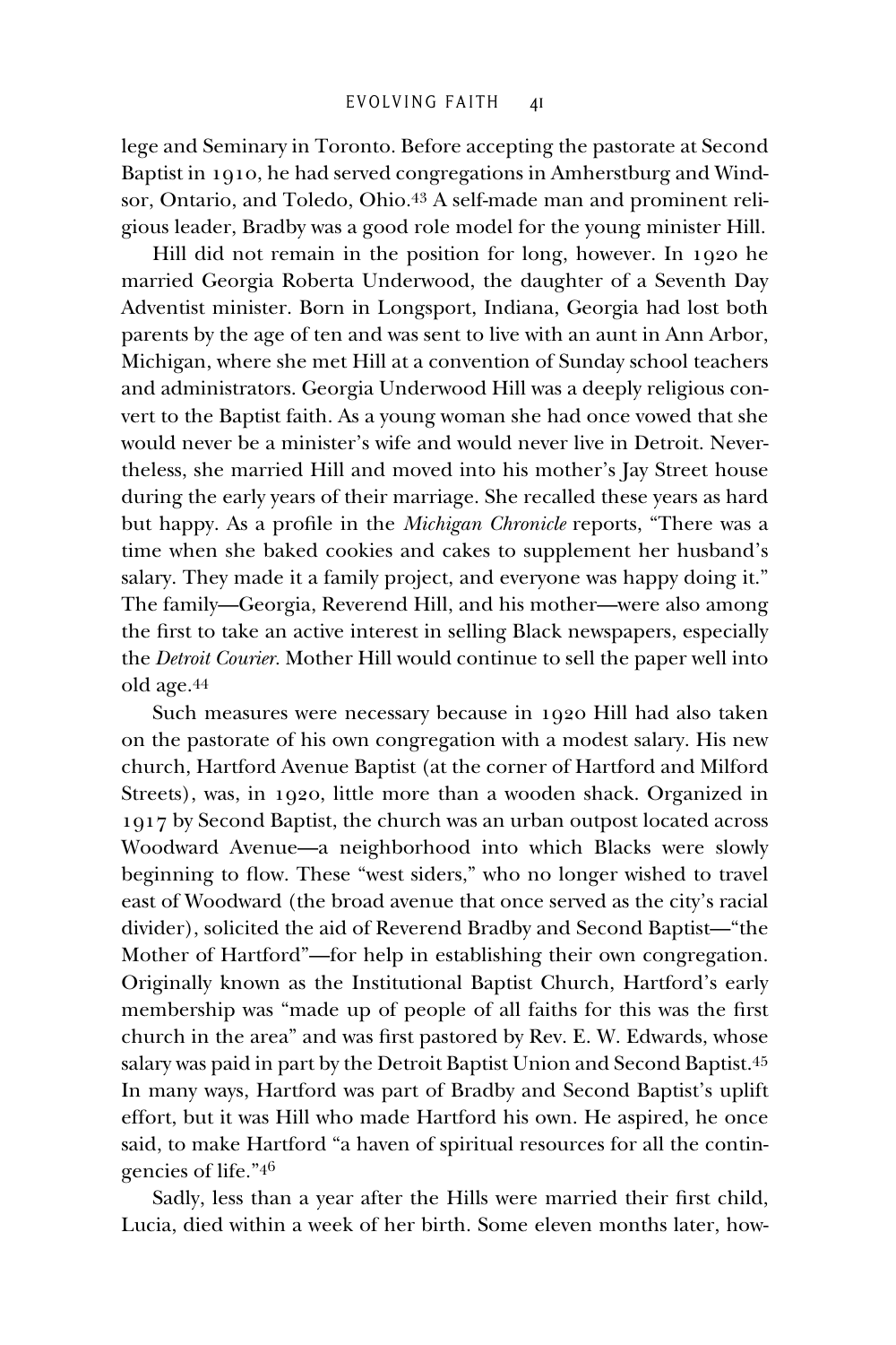lege and Seminary in Toronto. Before accepting the pastorate at Second Baptist in 1910, he had served congregations in Amherstburg and Windsor, Ontario, and Toledo, Ohio.[43] A self-made man and prominent religious leader, Bradby was a good role model for the young minister Hill.

Hill did not remain in the position for long, however. In 1920 he married Georgia Roberta Underwood, the daughter of a Seventh Day Adventist minister. Born in Longsport, Indiana, Georgia had lost both parents by the age of ten and was sent to live with an aunt in Ann Arbor, Michigan, where she met Hill at a convention of Sunday school teachers and administrators. Georgia Underwood Hill was a deeply religious convert to the Baptist faith. As a young woman she had once vowed that she would never be a minister's wife and would never live in Detroit. Nevertheless, she married Hill and moved into his mother's Jay Street house during the early years of their marriage. She recalled these years as hard but happy. As a profile in the *Michigan Chronicle* reports, "There was a time when she baked cookies and cakes to supplement her husband's salary. They made it a family project, and everyone was happy doing it." The family—Georgia, Reverend Hill, and his mother—were also among the first to take an active interest in selling Black newspapers, especially the *Detroit Courier*. Mother Hill would continue to sell the paper well into old age.[44]

Such measures were necessary because in 1920 Hill had also taken on the pastorate of his own congregation with a modest salary. His new church, Hartford Avenue Baptist (at the corner of Hartford and Milford Streets), was, in 1920, little more than a wooden shack. Organized in 1917 by Second Baptist, the church was an urban outpost located across Woodward Avenue—a neighborhood into which Blacks were slowly beginning to flow. These "west siders," who no longer wished to travel east of Woodward (the broad avenue that once served as the city's racial divider), solicited the aid of Reverend Bradby and Second Baptist—"the Mother of Hartford"—for help in establishing their own congregation. Originally known as the Institutional Baptist Church, Hartford's early membership was "made up of people of all faiths for this was the first church in the area" and was first pastored by Rev. E. W. Edwards, whose salary was paid in part by the Detroit Baptist Union and Second Baptist.[45] In many ways, Hartford was part of Bradby and Second Baptist's uplift effort, but it was Hill who made Hartford his own. He aspired, he once said, to make Hartford "a haven of spiritual resources for all the contingencies of life."[46]

Sadly, less than a year after the Hills were married their first child, Lucia, died within a week of her birth. Some eleven months later, how-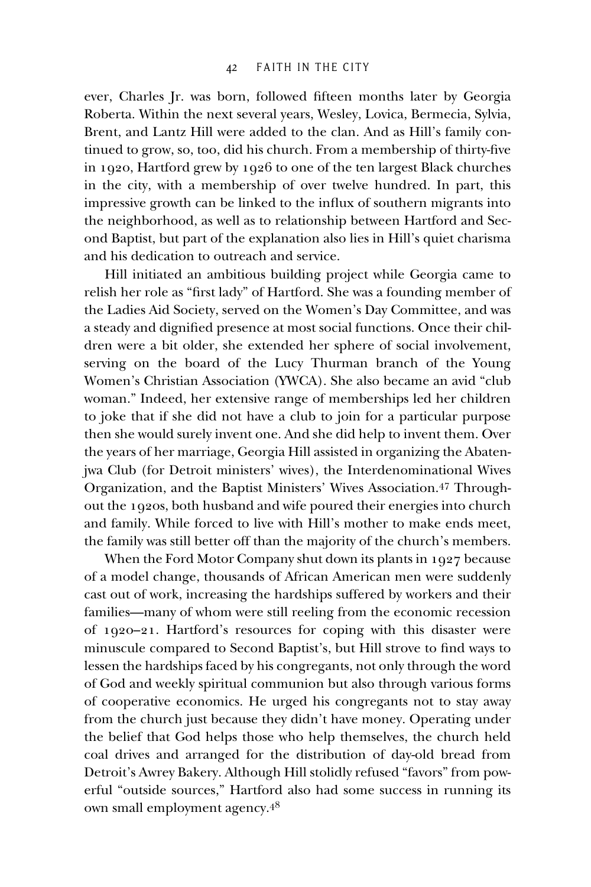ever, Charles Jr. was born, followed fifteen months later by Georgia Roberta. Within the next several years, Wesley, Lovica, Bermecia, Sylvia, Brent, and Lantz Hill were added to the clan. And as Hill's family continued to grow, so, too, did his church. From a membership of thirty-five in 1920, Hartford grew by 1926 to one of the ten largest Black churches in the city, with a membership of over twelve hundred. In part, this impressive growth can be linked to the influx of southern migrants into the neighborhood, as well as to relationship between Hartford and Second Baptist, but part of the explanation also lies in Hill's quiet charisma and his dedication to outreach and service.

Hill initiated an ambitious building project while Georgia came to relish her role as "first lady" of Hartford. She was a founding member of the Ladies Aid Society, served on the Women's Day Committee, and was a steady and dignified presence at most social functions. Once their children were a bit older, she extended her sphere of social involvement, serving on the board of the Lucy Thurman branch of the Young Women's Christian Association (YWCA). She also became an avid "club woman." Indeed, her extensive range of memberships led her children to joke that if she did not have a club to join for a particular purpose then she would surely invent one. And she did help to invent them. Over the years of her marriage, Georgia Hill assisted in organizing the Abatenjwa Club (for Detroit ministers' wives), the Interdenominational Wives Organization, and the Baptist Ministers' Wives Association.[47] Throughout the 1920s, both husband and wife poured their energies into church and family. While forced to live with Hill's mother to make ends meet, the family was still better off than the majority of the church's members.

When the Ford Motor Company shut down its plants in 1927 because of a model change, thousands of African American men were suddenly cast out of work, increasing the hardships suffered by workers and their families—many of whom were still reeling from the economic recession of 1920–21. Hartford's resources for coping with this disaster were minuscule compared to Second Baptist's, but Hill strove to find ways to lessen the hardships faced by his congregants, not only through the word of God and weekly spiritual communion but also through various forms of cooperative economics. He urged his congregants not to stay away from the church just because they didn't have money. Operating under the belief that God helps those who help themselves, the church held coal drives and arranged for the distribution of day-old bread from Detroit's Awrey Bakery. Although Hill stolidly refused "favors" from powerful "outside sources," Hartford also had some success in running its own small employment agency.[48]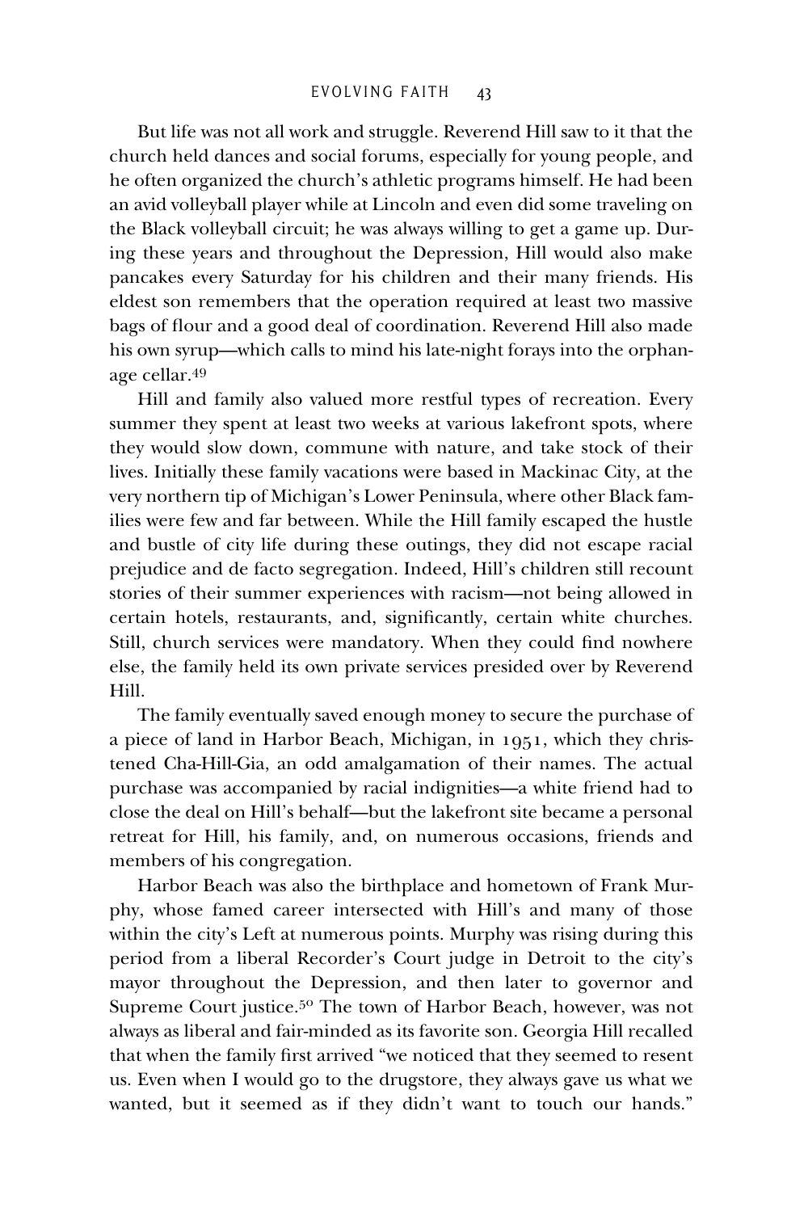But life was not all work and struggle. Reverend Hill saw to it that the church held dances and social forums, especially for young people, and he often organized the church's athletic programs himself. He had been an avid volleyball player while at Lincoln and even did some traveling on the Black volleyball circuit; he was always willing to get a game up. During these years and throughout the Depression, Hill would also make pancakes every Saturday for his children and their many friends. His eldest son remembers that the operation required at least two massive bags of flour and a good deal of coordination. Reverend Hill also made his own syrup—which calls to mind his late-night forays into the orphanage cellar.[49]

Hill and family also valued more restful types of recreation. Every summer they spent at least two weeks at various lakefront spots, where they would slow down, commune with nature, and take stock of their lives. Initially these family vacations were based in Mackinac City, at the very northern tip of Michigan's Lower Peninsula, where other Black families were few and far between. While the Hill family escaped the hustle and bustle of city life during these outings, they did not escape racial prejudice and de facto segregation. Indeed, Hill's children still recount stories of their summer experiences with racism—not being allowed in certain hotels, restaurants, and, significantly, certain white churches. Still, church services were mandatory. When they could find nowhere else, the family held its own private services presided over by Reverend Hill.

The family eventually saved enough money to secure the purchase of a piece of land in Harbor Beach, Michigan, in 1951, which they christened Cha-Hill-Gia, an odd amalgamation of their names. The actual purchase was accompanied by racial indignities—a white friend had to close the deal on Hill's behalf—but the lakefront site became a personal retreat for Hill, his family, and, on numerous occasions, friends and members of his congregation.

Harbor Beach was also the birthplace and hometown of Frank Murphy, whose famed career intersected with Hill's and many of those within the city's Left at numerous points. Murphy was rising during this period from a liberal Recorder's Court judge in Detroit to the city's mayor throughout the Depression, and then later to governor and Supreme Court justice.[50] The town of Harbor Beach, however, was not always as liberal and fair-minded as its favorite son. Georgia Hill recalled that when the family first arrived "we noticed that they seemed to resent us. Even when I would go to the drugstore, they always gave us what we wanted, but it seemed as if they didn't want to touch our hands."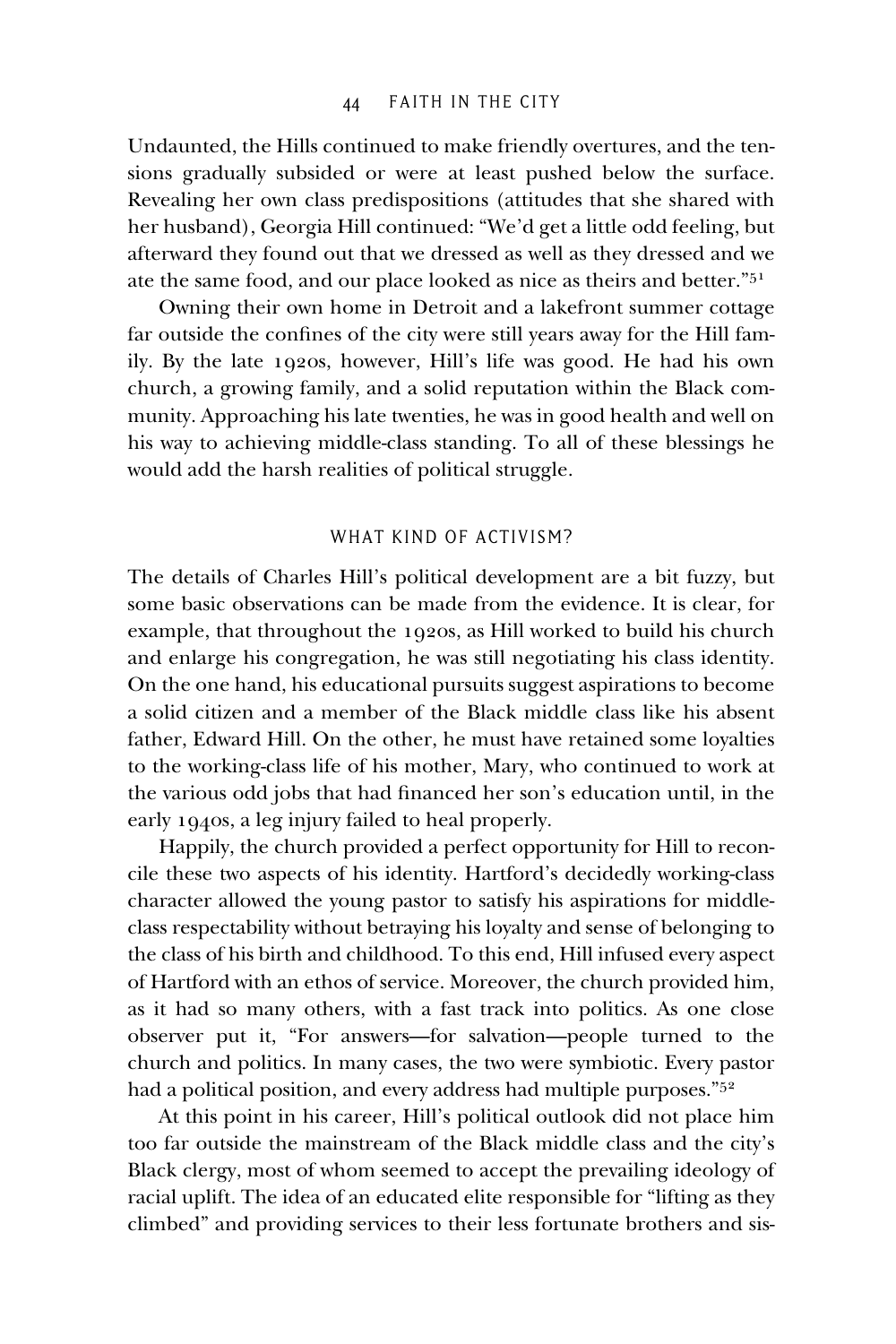Undaunted, the Hills continued to make friendly overtures, and the tensions gradually subsided or were at least pushed below the surface. Revealing her own class predispositions (attitudes that she shared with her husband), Georgia Hill continued: "We'd get a little odd feeling, but afterward they found out that we dressed as well as they dressed and we ate the same food, and our place looked as nice as theirs and better."[51]

Owning their own home in Detroit and a lakefront summer cottage far outside the confines of the city were still years away for the Hill family. By the late 1920s, however, Hill's life was good. He had his own church, a growing family, and a solid reputation within the Black community. Approaching his late twenties, he was in good health and well on his way to achieving middle-class standing. To all of these blessings he would add the harsh realities of political struggle.

## WHAT KIND OF ACTIVISM?

The details of Charles Hill's political development are a bit fuzzy, but some basic observations can be made from the evidence. It is clear, for example, that throughout the 1920s, as Hill worked to build his church and enlarge his congregation, he was still negotiating his class identity. On the one hand, his educational pursuits suggest aspirations to become a solid citizen and a member of the Black middle class like his absent father, Edward Hill. On the other, he must have retained some loyalties to the working-class life of his mother, Mary, who continued to work at the various odd jobs that had financed her son's education until, in the early 1940s, a leg injury failed to heal properly.

Happily, the church provided a perfect opportunity for Hill to reconcile these two aspects of his identity. Hartford's decidedly working-class character allowed the young pastor to satisfy his aspirations for middle-class respectability without betraying his loyalty and sense of belonging to the class of his birth and childhood. To this end, Hill infused every aspect of Hartford with an ethos of service. Moreover, the church provided him, as it had so many others, with a fast track into politics. As one close observer put it, "For answers—for salvation—people turned to the church and politics. In many cases, the two were symbiotic. Every pastor had a political position, and every address had multiple purposes."[52]

At this point in his career, Hill's political outlook did not place him too far outside the mainstream of the Black middle class and the city's Black clergy, most of whom seemed to accept the prevailing ideology of racial uplift. The idea of an educated elite responsible for "lifting as they climbed" and providing services to their less fortunate brothers and sis-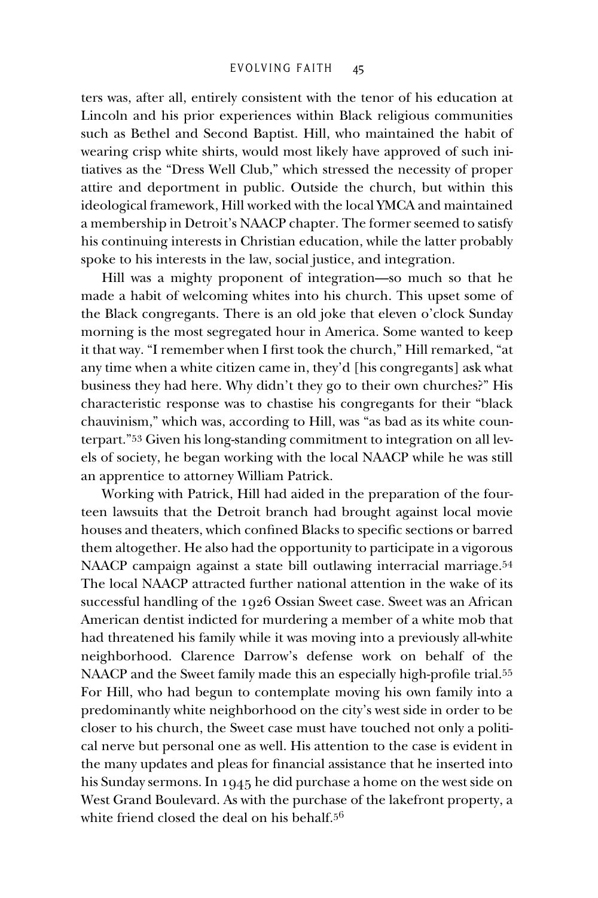ters was, after all, entirely consistent with the tenor of his education at Lincoln and his prior experiences within Black religious communities such as Bethel and Second Baptist. Hill, who maintained the habit of wearing crisp white shirts, would most likely have approved of such initiatives as the "Dress Well Club," which stressed the necessity of proper attire and deportment in public. Outside the church, but within this ideological framework, Hill worked with the local YMCA and maintained a membership in Detroit's NAACP chapter. The former seemed to satisfy his continuing interests in Christian education, while the latter probably spoke to his interests in the law, social justice, and integration.

Hill was a mighty proponent of integration—so much so that he made a habit of welcoming whites into his church. This upset some of the Black congregants. There is an old joke that eleven o'clock Sunday morning is the most segregated hour in America. Some wanted to keep it that way. "I remember when I first took the church," Hill remarked, "at any time when a white citizen came in, they'd [his congregants] ask what business they had here. Why didn't they go to their own churches?" His characteristic response was to chastise his congregants for their "black chauvinism," which was, according to Hill, was "as bad as its white counterpart."[53] Given his long-standing commitment to integration on all levels of society, he began working with the local NAACP while he was still an apprentice to attorney William Patrick.

Working with Patrick, Hill had aided in the preparation of the fourteen lawsuits that the Detroit branch had brought against local movie houses and theaters, which confined Blacks to specific sections or barred them altogether. He also had the opportunity to participate in a vigorous NAACP campaign against a state bill outlawing interracial marriage.[54] The local NAACP attracted further national attention in the wake of its successful handling of the 1926 Ossian Sweet case. Sweet was an African American dentist indicted for murdering a member of a white mob that had threatened his family while it was moving into a previously all-white neighborhood. Clarence Darrow's defense work on behalf of the NAACP and the Sweet family made this an especially high-profile trial.[55] For Hill, who had begun to contemplate moving his own family into a predominantly white neighborhood on the city's west side in order to be closer to his church, the Sweet case must have touched not only a political nerve but personal one as well. His attention to the case is evident in the many updates and pleas for financial assistance that he inserted into his Sunday sermons. In 1945 he did purchase a home on the west side on West Grand Boulevard. As with the purchase of the lakefront property, a white friend closed the deal on his behalf.[56]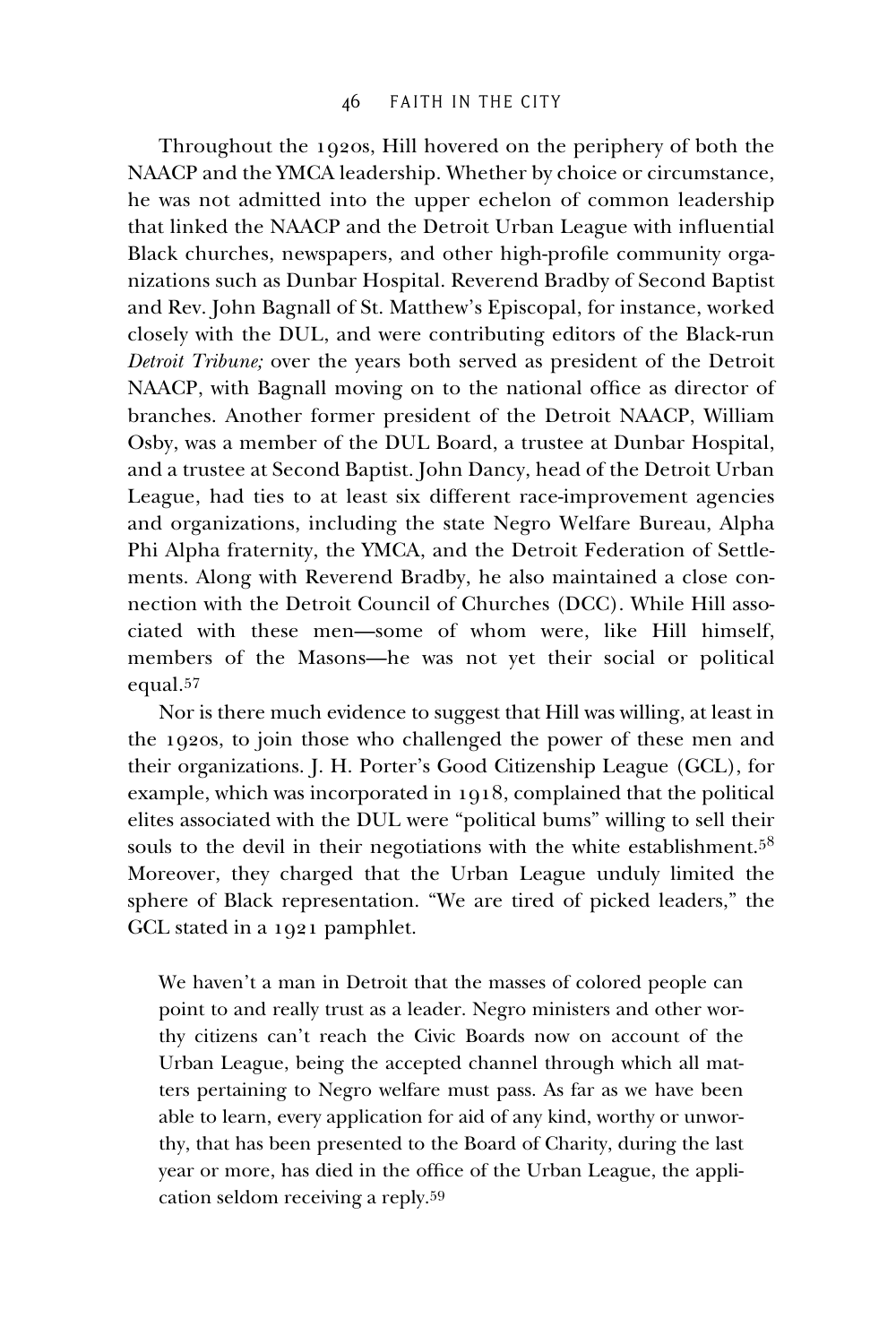Throughout the 1920s, Hill hovered on the periphery of both the NAACP and the YMCA leadership. Whether by choice or circumstance, he was not admitted into the upper echelon of common leadership that linked the NAACP and the Detroit Urban League with influential Black churches, newspapers, and other high-profile community organizations such as Dunbar Hospital. Reverend Bradby of Second Baptist and Rev. John Bagnall of St. Matthew's Episcopal, for instance, worked closely with the DUL, and were contributing editors of the Black-run *Detroit Tribune;* over the years both served as president of the Detroit NAACP, with Bagnall moving on to the national office as director of branches. Another former president of the Detroit NAACP, William Osby, was a member of the DUL Board, a trustee at Dunbar Hospital, and a trustee at Second Baptist. John Dancy, head of the Detroit Urban League, had ties to at least six different race-improvement agencies and organizations, including the state Negro Welfare Bureau, Alpha Phi Alpha fraternity, the YMCA, and the Detroit Federation of Settlements. Along with Reverend Bradby, he also maintained a close connection with the Detroit Council of Churches (DCC). While Hill associated with these men—some of whom were, like Hill himself, members of the Masons—he was not yet their social or political equal.[57]

Nor is there much evidence to suggest that Hill was willing, at least in the 1920s, to join those who challenged the power of these men and their organizations. J. H. Porter's Good Citizenship League (GCL), for example, which was incorporated in 1918, complained that the political elites associated with the DUL were "political bums" willing to sell their souls to the devil in their negotiations with the white establishment.[58] Moreover, they charged that the Urban League unduly limited the sphere of Black representation. "We are tired of picked leaders," the GCL stated in a 1921 pamphlet.

> We haven't a man in Detroit that the masses of colored people can point to and really trust as a leader. Negro ministers and other worthy citizens can't reach the Civic Boards now on account of the Urban League, being the accepted channel through which all matters pertaining to Negro welfare must pass. As far as we have been able to learn, every application for aid of any kind, worthy or unworthy, that has been presented to the Board of Charity, during the last year or more, has died in the office of the Urban League, the application seldom receiving a reply.[59]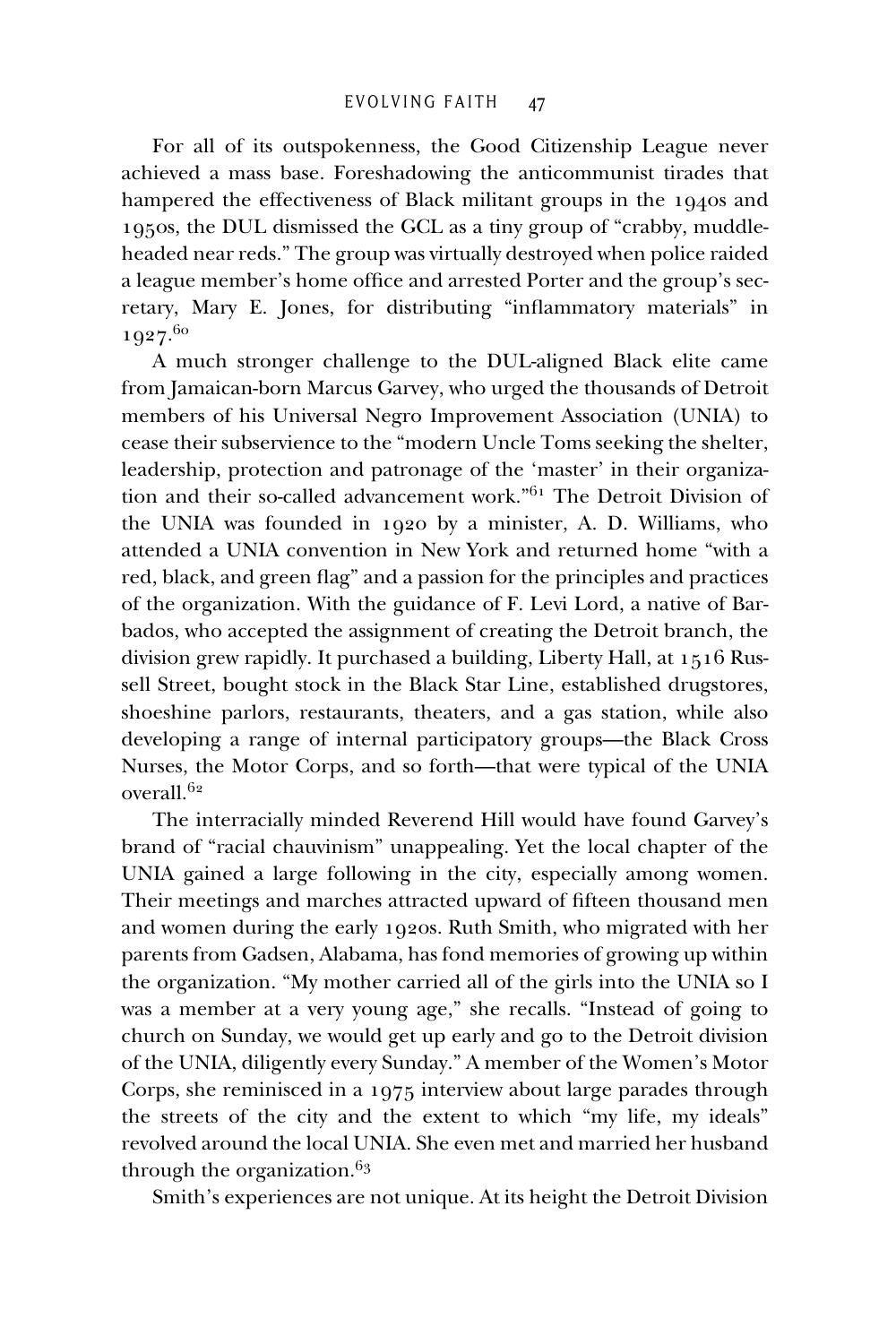For all of its outspokenness, the Good Citizenship League never achieved a mass base. Foreshadowing the anticommunist tirades that hampered the effectiveness of Black militant groups in the 1940s and 1950s, the DUL dismissed the GCL as a tiny group of "crabby, muddle-headed near reds." The group was virtually destroyed when police raided a league member's home office and arrested Porter and the group's secretary, Mary E. Jones, for distributing "inflammatory materials" in 1927.[60]

A much stronger challenge to the DUL-aligned Black elite came from Jamaican-born Marcus Garvey, who urged the thousands of Detroit members of his Universal Negro Improvement Association (UNIA) to cease their subservience to the "modern Uncle Toms seeking the shelter, leadership, protection and patronage of the 'master' in their organization and their so-called advancement work."[61] The Detroit Division of the UNIA was founded in 1920 by a minister, A. D. Williams, who attended a UNIA convention in New York and returned home "with a red, black, and green flag" and a passion for the principles and practices of the organization. With the guidance of F. Levi Lord, a native of Barbados, who accepted the assignment of creating the Detroit branch, the division grew rapidly. It purchased a building, Liberty Hall, at 1516 Russell Street, bought stock in the Black Star Line, established drugstores, shoeshine parlors, restaurants, theaters, and a gas station, while also developing a range of internal participatory groups—the Black Cross Nurses, the Motor Corps, and so forth—that were typical of the UNIA overall.[62]

The interracially minded Reverend Hill would have found Garvey's brand of "racial chauvinism" unappealing. Yet the local chapter of the UNIA gained a large following in the city, especially among women. Their meetings and marches attracted upward of fifteen thousand men and women during the early 1920s. Ruth Smith, who migrated with her parents from Gadsen, Alabama, has fond memories of growing up within the organization. "My mother carried all of the girls into the UNIA so I was a member at a very young age," she recalls. "Instead of going to church on Sunday, we would get up early and go to the Detroit division of the UNIA, diligently every Sunday." A member of the Women's Motor Corps, she reminisced in a 1975 interview about large parades through the streets of the city and the extent to which "my life, my ideals" revolved around the local UNIA. She even met and married her husband through the organization.[63]

Smith's experiences are not unique. At its height the Detroit Division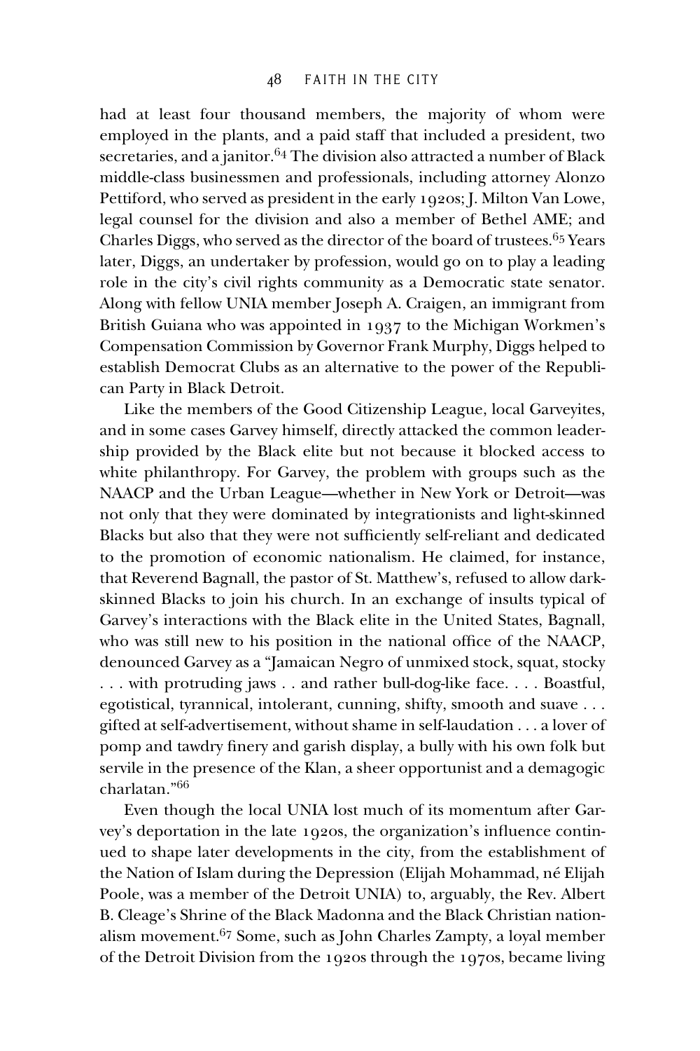had at least four thousand members, the majority of whom were employed in the plants, and a paid staff that included a president, two secretaries, and a janitor.[64] The division also attracted a number of Black middle-class businessmen and professionals, including attorney Alonzo Pettiford, who served as president in the early 1920s; J. Milton Van Lowe, legal counsel for the division and also a member of Bethel AME; and Charles Diggs, who served as the director of the board of trustees.[65] Years later, Diggs, an undertaker by profession, would go on to play a leading role in the city's civil rights community as a Democratic state senator. Along with fellow UNIA member Joseph A. Craigen, an immigrant from British Guiana who was appointed in 1937 to the Michigan Workmen's Compensation Commission by Governor Frank Murphy, Diggs helped to establish Democrat Clubs as an alternative to the power of the Republican Party in Black Detroit.

Like the members of the Good Citizenship League, local Garveyites, and in some cases Garvey himself, directly attacked the common leadership provided by the Black elite but not because it blocked access to white philanthropy. For Garvey, the problem with groups such as the NAACP and the Urban League—whether in New York or Detroit—was not only that they were dominated by integrationists and light-skinned Blacks but also that they were not sufficiently self-reliant and dedicated to the promotion of economic nationalism. He claimed, for instance, that Reverend Bagnall, the pastor of St. Matthew's, refused to allow dark-skinned Blacks to join his church. In an exchange of insults typical of Garvey's interactions with the Black elite in the United States, Bagnall, who was still new to his position in the national office of the NAACP, denounced Garvey as a "Jamaican Negro of unmixed stock, squat, stocky . . . with protruding jaws . . and rather bull-dog-like face. . . . Boastful, egotistical, tyrannical, intolerant, cunning, shifty, smooth and suave . . . gifted at self-advertisement, without shame in self-laudation . . . a lover of pomp and tawdry finery and garish display, a bully with his own folk but servile in the presence of the Klan, a sheer opportunist and a demagogic charlatan."[66]

Even though the local UNIA lost much of its momentum after Garvey's deportation in the late 1920s, the organization's influence continued to shape later developments in the city, from the establishment of the Nation of Islam during the Depression (Elijah Mohammad, né Elijah Poole, was a member of the Detroit UNIA) to, arguably, the Rev. Albert B. Cleage's Shrine of the Black Madonna and the Black Christian nationalism movement.[67] Some, such as John Charles Zampty, a loyal member of the Detroit Division from the 1920s through the 1970s, became living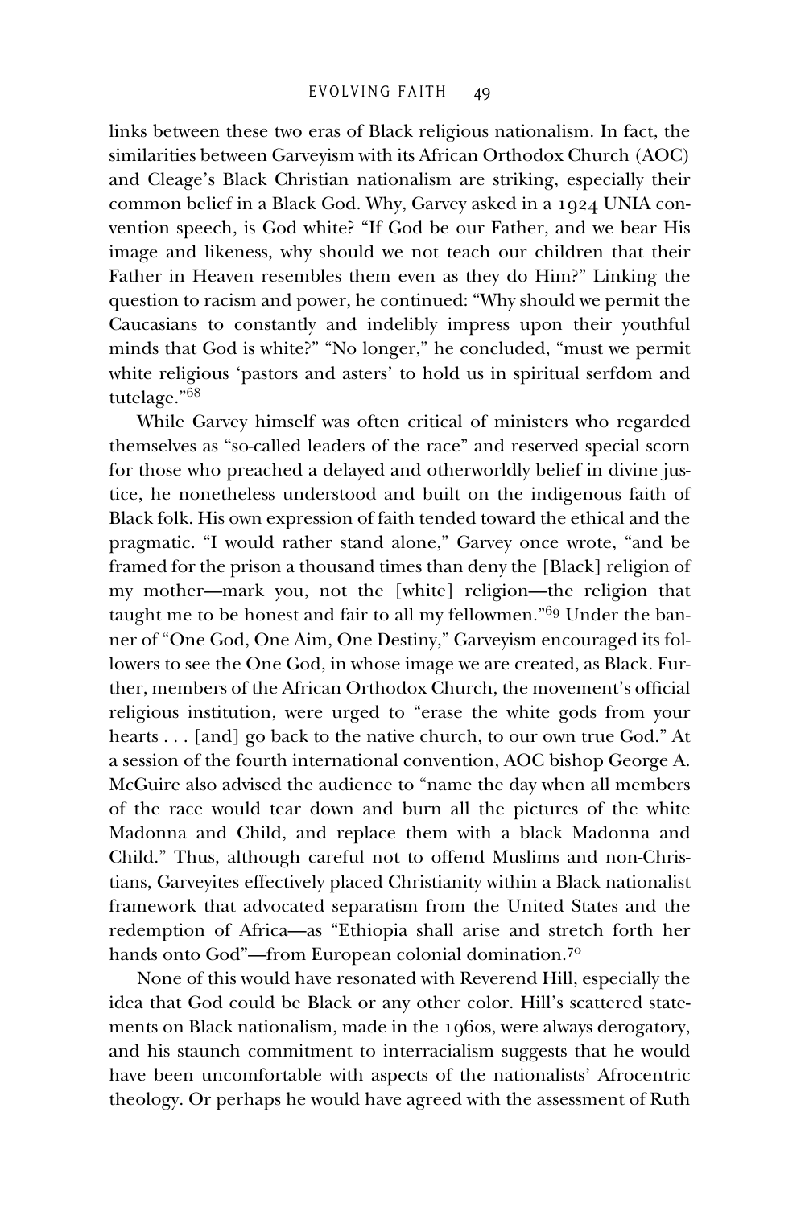links between these two eras of Black religious nationalism. In fact, the similarities between Garveyism with its African Orthodox Church (AOC) and Cleage's Black Christian nationalism are striking, especially their common belief in a Black God. Why, Garvey asked in a 1924 UNIA convention speech, is God white? "If God be our Father, and we bear His image and likeness, why should we not teach our children that their Father in Heaven resembles them even as they do Him?" Linking the question to racism and power, he continued: "Why should we permit the Caucasians to constantly and indelibly impress upon their youthful minds that God is white?" "No longer," he concluded, "must we permit white religious 'pastors and asters' to hold us in spiritual serfdom and tutelage."[68]

While Garvey himself was often critical of ministers who regarded themselves as "so-called leaders of the race" and reserved special scorn for those who preached a delayed and otherworldly belief in divine justice, he nonetheless understood and built on the indigenous faith of Black folk. His own expression of faith tended toward the ethical and the pragmatic. "I would rather stand alone," Garvey once wrote, "and be framed for the prison a thousand times than deny the [Black] religion of my mother—mark you, not the [white] religion—the religion that taught me to be honest and fair to all my fellowmen."[69] Under the banner of "One God, One Aim, One Destiny," Garveyism encouraged its followers to see the One God, in whose image we are created, as Black. Further, members of the African Orthodox Church, the movement's official religious institution, were urged to "erase the white gods from your hearts . . . [and] go back to the native church, to our own true God." At a session of the fourth international convention, AOC bishop George A. McGuire also advised the audience to "name the day when all members of the race would tear down and burn all the pictures of the white Madonna and Child, and replace them with a black Madonna and Child." Thus, although careful not to offend Muslims and non-Christians, Garveyites effectively placed Christianity within a Black nationalist framework that advocated separatism from the United States and the redemption of Africa—as "Ethiopia shall arise and stretch forth her hands onto God"—from European colonial domination.[70]

None of this would have resonated with Reverend Hill, especially the idea that God could be Black or any other color. Hill's scattered statements on Black nationalism, made in the 1960s, were always derogatory, and his staunch commitment to interracialism suggests that he would have been uncomfortable with aspects of the nationalists' Afrocentric theology. Or perhaps he would have agreed with the assessment of Ruth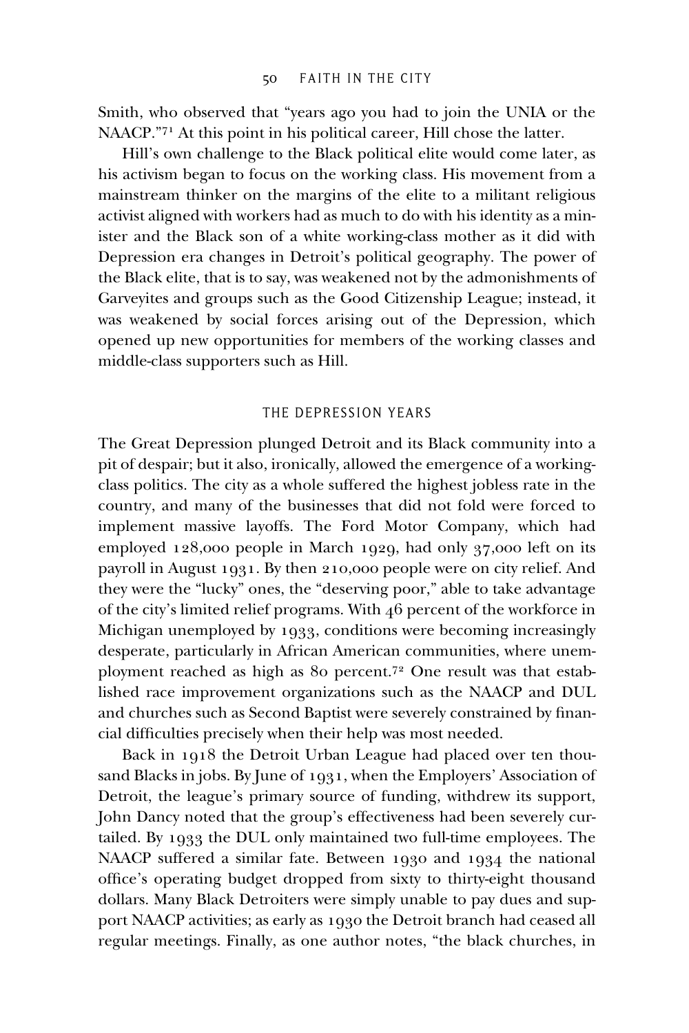Smith, who observed that "years ago you had to join the UNIA or the NAACP."[71] At this point in his political career, Hill chose the latter.

Hill's own challenge to the Black political elite would come later, as his activism began to focus on the working class. His movement from a mainstream thinker on the margins of the elite to a militant religious activist aligned with workers had as much to do with his identity as a minister and the Black son of a white working-class mother as it did with Depression era changes in Detroit's political geography. The power of the Black elite, that is to say, was weakened not by the admonishments of Garveyites and groups such as the Good Citizenship League; instead, it was weakened by social forces arising out of the Depression, which opened up new opportunities for members of the working classes and middle-class supporters such as Hill.

## THE DEPRESSION YEARS

The Great Depression plunged Detroit and its Black community into a pit of despair; but it also, ironically, allowed the emergence of a working-class politics. The city as a whole suffered the highest jobless rate in the country, and many of the businesses that did not fold were forced to implement massive layoffs. The Ford Motor Company, which had employed 128,000 people in March 1929, had only 37,000 left on its payroll in August 1931. By then 210,000 people were on city relief. And they were the "lucky" ones, the "deserving poor," able to take advantage of the city's limited relief programs. With 46 percent of the workforce in Michigan unemployed by 1933, conditions were becoming increasingly desperate, particularly in African American communities, where unemployment reached as high as 80 percent.[72] One result was that established race improvement organizations such as the NAACP and DUL and churches such as Second Baptist were severely constrained by financial difficulties precisely when their help was most needed.

Back in 1918 the Detroit Urban League had placed over ten thousand Blacks in jobs. By June of 1931, when the Employers' Association of Detroit, the league's primary source of funding, withdrew its support, John Dancy noted that the group's effectiveness had been severely curtailed. By 1933 the DUL only maintained two full-time employees. The NAACP suffered a similar fate. Between 1930 and 1934 the national office's operating budget dropped from sixty to thirty-eight thousand dollars. Many Black Detroiters were simply unable to pay dues and support NAACP activities; as early as 1930 the Detroit branch had ceased all regular meetings. Finally, as one author notes, "the black churches, in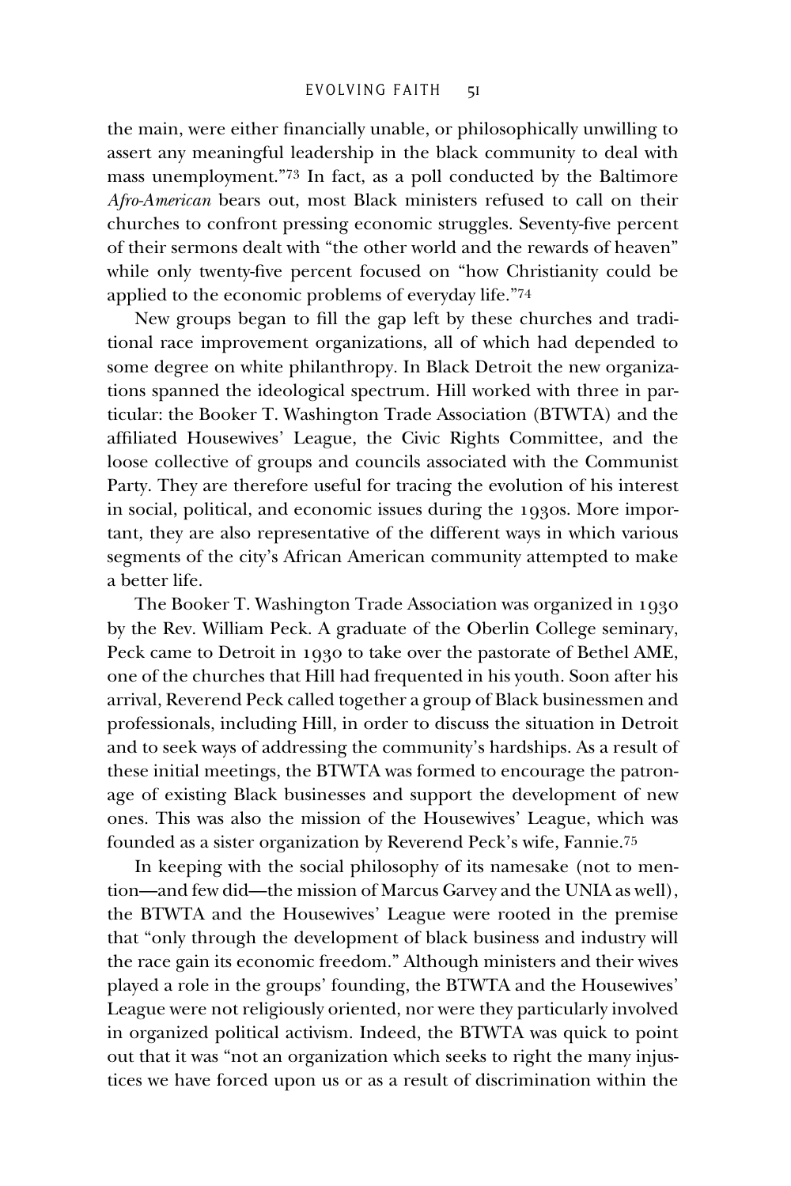the main, were either financially unable, or philosophically unwilling to assert any meaningful leadership in the black community to deal with mass unemployment."[73] In fact, as a poll conducted by the Baltimore *Afro-American* bears out, most Black ministers refused to call on their churches to confront pressing economic struggles. Seventy-five percent of their sermons dealt with "the other world and the rewards of heaven" while only twenty-five percent focused on "how Christianity could be applied to the economic problems of everyday life."[74]

New groups began to fill the gap left by these churches and traditional race improvement organizations, all of which had depended to some degree on white philanthropy. In Black Detroit the new organizations spanned the ideological spectrum. Hill worked with three in particular: the Booker T. Washington Trade Association (BTWTA) and the affiliated Housewives' League, the Civic Rights Committee, and the loose collective of groups and councils associated with the Communist Party. They are therefore useful for tracing the evolution of his interest in social, political, and economic issues during the 1930s. More important, they are also representative of the different ways in which various segments of the city's African American community attempted to make a better life.

The Booker T. Washington Trade Association was organized in 1930 by the Rev. William Peck. A graduate of the Oberlin College seminary, Peck came to Detroit in 1930 to take over the pastorate of Bethel AME, one of the churches that Hill had frequented in his youth. Soon after his arrival, Reverend Peck called together a group of Black businessmen and professionals, including Hill, in order to discuss the situation in Detroit and to seek ways of addressing the community's hardships. As a result of these initial meetings, the BTWTA was formed to encourage the patronage of existing Black businesses and support the development of new ones. This was also the mission of the Housewives' League, which was founded as a sister organization by Reverend Peck's wife, Fannie.[75]

In keeping with the social philosophy of its namesake (not to mention—and few did—the mission of Marcus Garvey and the UNIA as well), the BTWTA and the Housewives' League were rooted in the premise that "only through the development of black business and industry will the race gain its economic freedom." Although ministers and their wives played a role in the groups' founding, the BTWTA and the Housewives' League were not religiously oriented, nor were they particularly involved in organized political activism. Indeed, the BTWTA was quick to point out that it was "not an organization which seeks to right the many injustices we have forced upon us or as a result of discrimination within the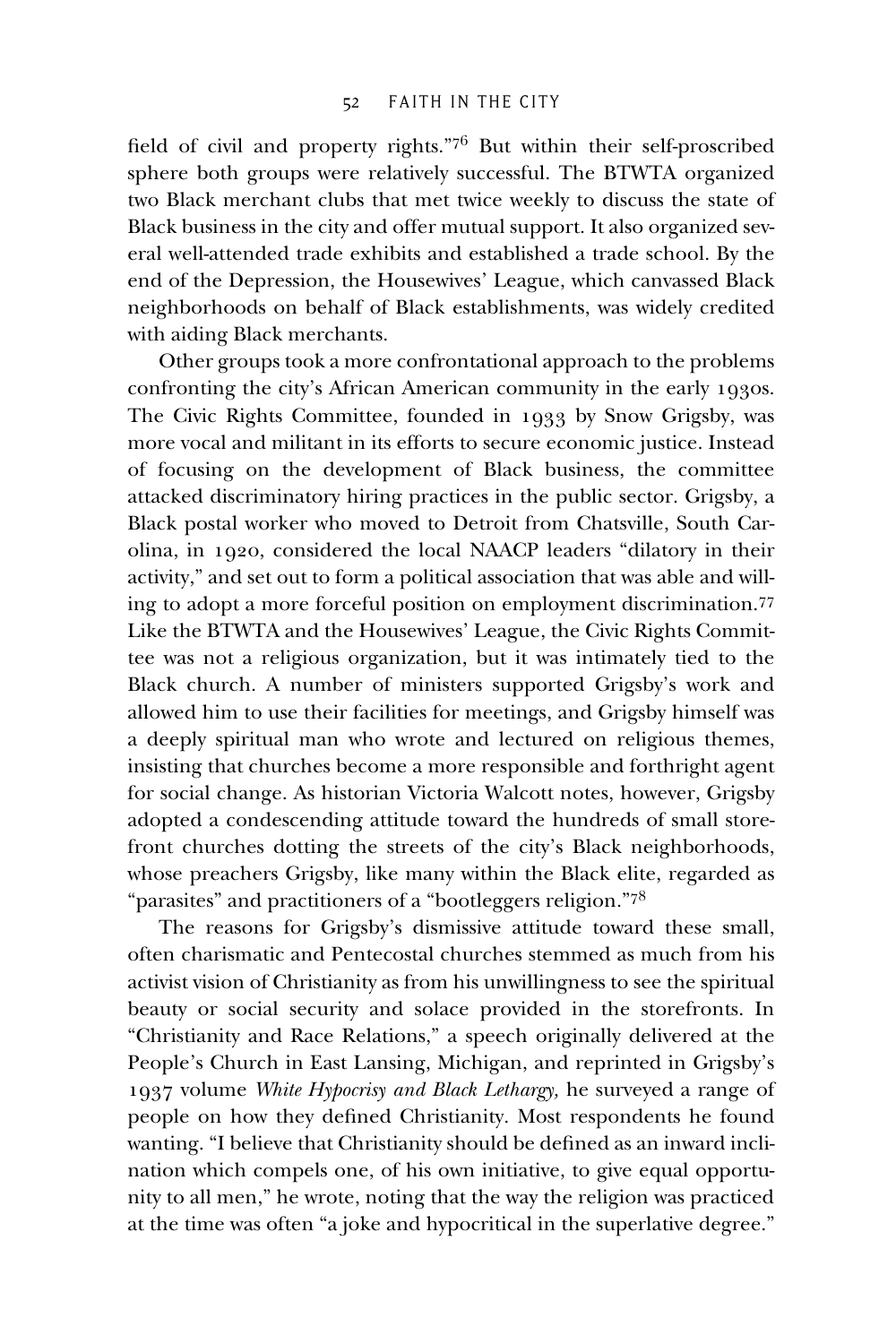field of civil and property rights."[76] But within their self-proscribed sphere both groups were relatively successful. The BTWTA organized two Black merchant clubs that met twice weekly to discuss the state of Black business in the city and offer mutual support. It also organized several well-attended trade exhibits and established a trade school. By the end of the Depression, the Housewives' League, which canvassed Black neighborhoods on behalf of Black establishments, was widely credited with aiding Black merchants.

Other groups took a more confrontational approach to the problems confronting the city's African American community in the early 1930s. The Civic Rights Committee, founded in 1933 by Snow Grigsby, was more vocal and militant in its efforts to secure economic justice. Instead of focusing on the development of Black business, the committee attacked discriminatory hiring practices in the public sector. Grigsby, a Black postal worker who moved to Detroit from Chatsville, South Carolina, in 1920, considered the local NAACP leaders "dilatory in their activity," and set out to form a political association that was able and willing to adopt a more forceful position on employment discrimination.[77] Like the BTWTA and the Housewives' League, the Civic Rights Committee was not a religious organization, but it was intimately tied to the Black church. A number of ministers supported Grigsby's work and allowed him to use their facilities for meetings, and Grigsby himself was a deeply spiritual man who wrote and lectured on religious themes, insisting that churches become a more responsible and forthright agent for social change. As historian Victoria Walcott notes, however, Grigsby adopted a condescending attitude toward the hundreds of small storefront churches dotting the streets of the city's Black neighborhoods, whose preachers Grigsby, like many within the Black elite, regarded as "parasites" and practitioners of a "bootleggers religion."[78]

The reasons for Grigsby's dismissive attitude toward these small, often charismatic and Pentecostal churches stemmed as much from his activist vision of Christianity as from his unwillingness to see the spiritual beauty or social security and solace provided in the storefronts. In "Christianity and Race Relations," a speech originally delivered at the People's Church in East Lansing, Michigan, and reprinted in Grigsby's 1937 volume *White Hypocrisy and Black Lethargy,* he surveyed a range of people on how they defined Christianity. Most respondents he found wanting. "I believe that Christianity should be defined as an inward inclination which compels one, of his own initiative, to give equal opportunity to all men," he wrote, noting that the way the religion was practiced at the time was often "a joke and hypocritical in the superlative degree."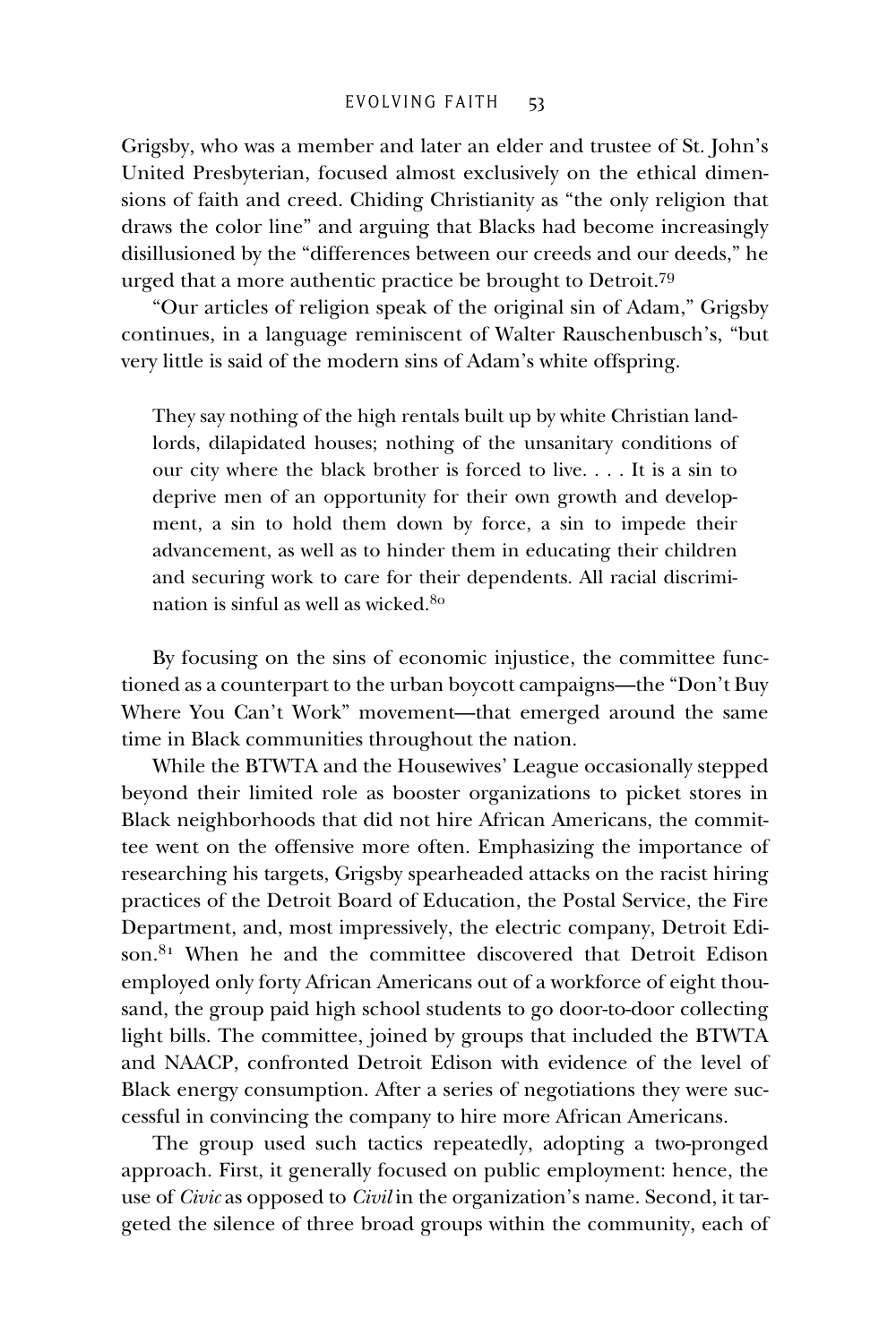Grigsby, who was a member and later an elder and trustee of St. John's United Presbyterian, focused almost exclusively on the ethical dimensions of faith and creed. Chiding Christianity as "the only religion that draws the color line" and arguing that Blacks had become increasingly disillusioned by the "differences between our creeds and our deeds," he urged that a more authentic practice be brought to Detroit.[79]

"Our articles of religion speak of the original sin of Adam," Grigsby continues, in a language reminiscent of Walter Rauschenbusch's, "but very little is said of the modern sins of Adam's white offspring.

> They say nothing of the high rentals built up by white Christian landlords, dilapidated houses; nothing of the unsanitary conditions of our city where the black brother is forced to live. . . . It is a sin to deprive men of an opportunity for their own growth and development, a sin to hold them down by force, a sin to impede their advancement, as well as to hinder them in educating their children and securing work to care for their dependents. All racial discrimination is sinful as well as wicked.[80]

By focusing on the sins of economic injustice, the committee functioned as a counterpart to the urban boycott campaigns—the "Don't Buy Where You Can't Work" movement—that emerged around the same time in Black communities throughout the nation.

While the BTWTA and the Housewives' League occasionally stepped beyond their limited role as booster organizations to picket stores in Black neighborhoods that did not hire African Americans, the committee went on the offensive more often. Emphasizing the importance of researching his targets, Grigsby spearheaded attacks on the racist hiring practices of the Detroit Board of Education, the Postal Service, the Fire Department, and, most impressively, the electric company, Detroit Edison.[81] When he and the committee discovered that Detroit Edison employed only forty African Americans out of a workforce of eight thousand, the group paid high school students to go door-to-door collecting light bills. The committee, joined by groups that included the BTWTA and NAACP, confronted Detroit Edison with evidence of the level of Black energy consumption. After a series of negotiations they were successful in convincing the company to hire more African Americans.

The group used such tactics repeatedly, adopting a two-pronged approach. First, it generally focused on public employment: hence, the use of *Civic* as opposed to *Civil* in the organization's name. Second, it targeted the silence of three broad groups within the community, each of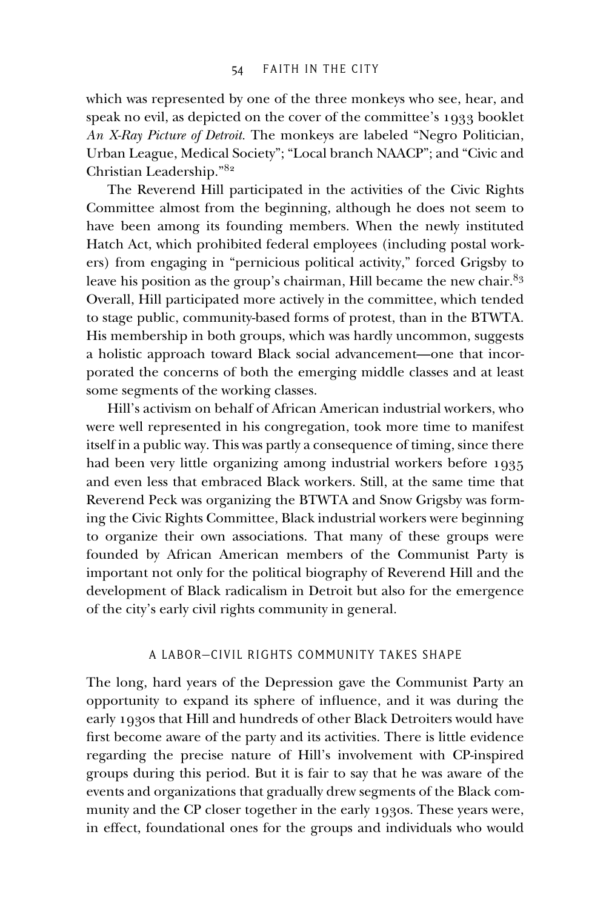which was represented by one of the three monkeys who see, hear, and speak no evil, as depicted on the cover of the committee's 1933 booklet *An X-Ray Picture of Detroit.* The monkeys are labeled "Negro Politician, Urban League, Medical Society"; "Local branch NAACP"; and "Civic and Christian Leadership."[82]

The Reverend Hill participated in the activities of the Civic Rights Committee almost from the beginning, although he does not seem to have been among its founding members. When the newly instituted Hatch Act, which prohibited federal employees (including postal workers) from engaging in "pernicious political activity," forced Grigsby to leave his position as the group's chairman, Hill became the new chair.[83] Overall, Hill participated more actively in the committee, which tended to stage public, community-based forms of protest, than in the BTWTA. His membership in both groups, which was hardly uncommon, suggests a holistic approach toward Black social advancement—one that incorporated the concerns of both the emerging middle classes and at least some segments of the working classes.

Hill's activism on behalf of African American industrial workers, who were well represented in his congregation, took more time to manifest itself in a public way. This was partly a consequence of timing, since there had been very little organizing among industrial workers before 1935 and even less that embraced Black workers. Still, at the same time that Reverend Peck was organizing the BTWTA and Snow Grigsby was forming the Civic Rights Committee, Black industrial workers were beginning to organize their own associations. That many of these groups were founded by African American members of the Communist Party is important not only for the political biography of Reverend Hill and the development of Black radicalism in Detroit but also for the emergence of the city's early civil rights community in general.

## A LABOR–CIVIL RIGHTS COMMUNITY TAKES SHAPE

The long, hard years of the Depression gave the Communist Party an opportunity to expand its sphere of influence, and it was during the early 1930s that Hill and hundreds of other Black Detroiters would have first become aware of the party and its activities. There is little evidence regarding the precise nature of Hill's involvement with CP-inspired groups during this period. But it is fair to say that he was aware of the events and organizations that gradually drew segments of the Black community and the CP closer together in the early 1930s. These years were, in effect, foundational ones for the groups and individuals who would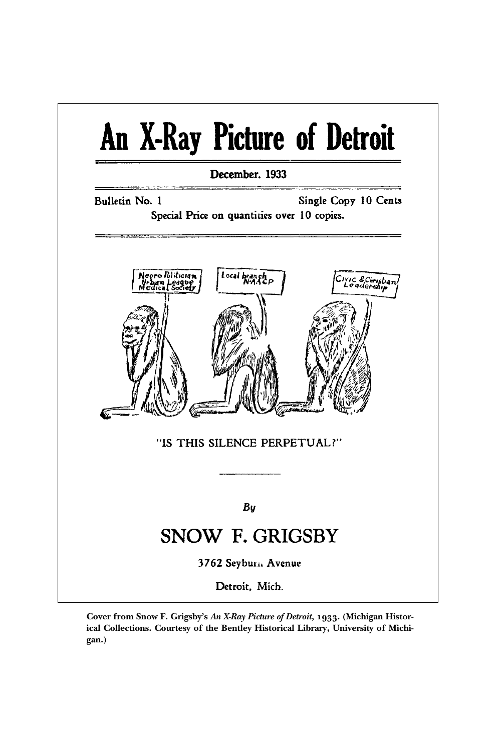# An X-Ray Picture of Detroit

December. 1933

Bulletin No. 1 Single Copy 10 Cents

Special Price on quantities over 10 copies.

Negro Politician Urban League Medical Society

Local branch N.A.A.C.P

Civic & Christian Leadership

"IS THIS SILENCE PERPETUAL?"

By

SNOW F. GRIGSBY

3762 Seyburn Avenue

Detroit, Mich.

Cover from Snow F. Grigsby's *An X-Ray Picture of Detroit*, 1933. (Michigan Historical Collections. Courtesy of the Bentley Historical Library, University of Michigan.)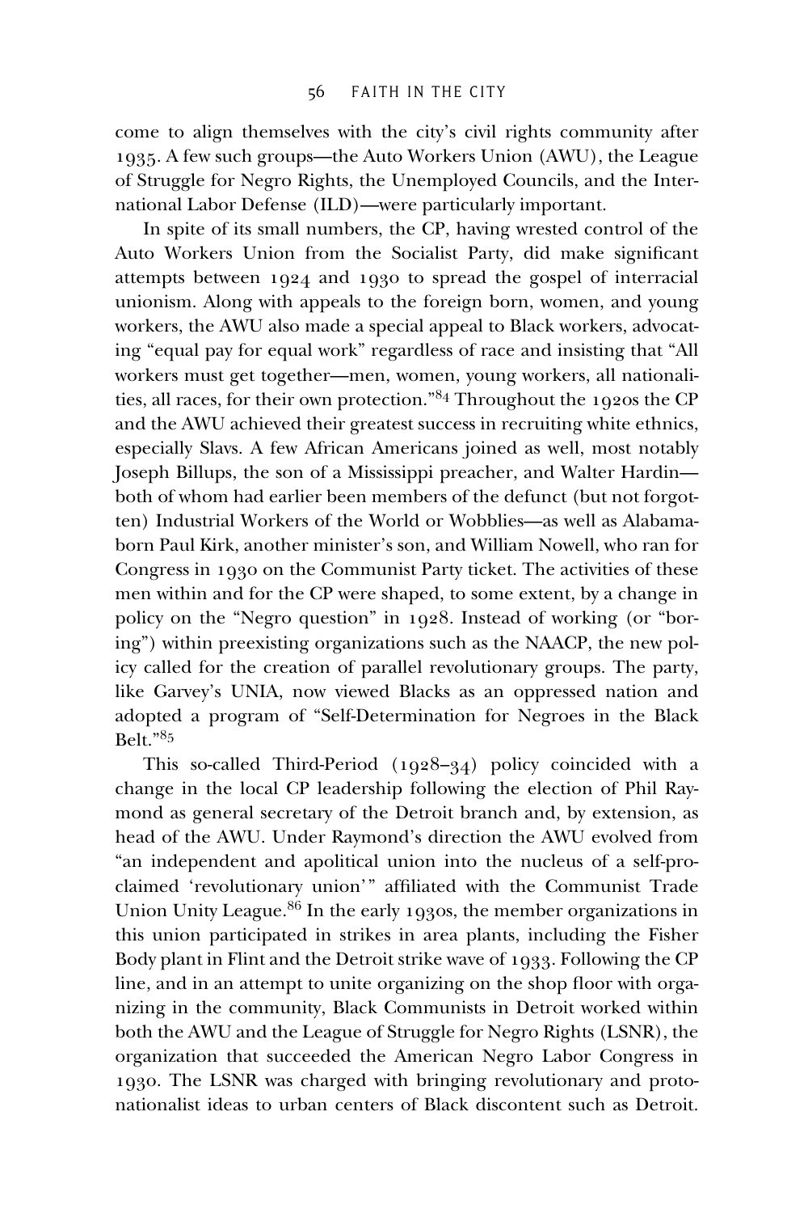come to align themselves with the city's civil rights community after 1935. A few such groups—the Auto Workers Union (AWU), the League of Struggle for Negro Rights, the Unemployed Councils, and the International Labor Defense (ILD)—were particularly important.

In spite of its small numbers, the CP, having wrested control of the Auto Workers Union from the Socialist Party, did make significant attempts between 1924 and 1930 to spread the gospel of interracial unionism. Along with appeals to the foreign born, women, and young workers, the AWU also made a special appeal to Black workers, advocating "equal pay for equal work" regardless of race and insisting that "All workers must get together—men, women, young workers, all nationalities, all races, for their own protection."[84] Throughout the 1920s the CP and the AWU achieved their greatest success in recruiting white ethnics, especially Slavs. A few African Americans joined as well, most notably Joseph Billups, the son of a Mississippi preacher, and Walter Hardin—both of whom had earlier been members of the defunct (but not forgotten) Industrial Workers of the World or Wobblies—as well as Alabama-born Paul Kirk, another minister's son, and William Nowell, who ran for Congress in 1930 on the Communist Party ticket. The activities of these men within and for the CP were shaped, to some extent, by a change in policy on the "Negro question" in 1928. Instead of working (or "boring") within preexisting organizations such as the NAACP, the new policy called for the creation of parallel revolutionary groups. The party, like Garvey's UNIA, now viewed Blacks as an oppressed nation and adopted a program of "Self-Determination for Negroes in the Black Belt."[85]

This so-called Third-Period (1928–34) policy coincided with a change in the local CP leadership following the election of Phil Raymond as general secretary of the Detroit branch and, by extension, as head of the AWU. Under Raymond's direction the AWU evolved from "an independent and apolitical union into the nucleus of a self-proclaimed 'revolutionary union'" affiliated with the Communist Trade Union Unity League.[86] In the early 1930s, the member organizations in this union participated in strikes in area plants, including the Fisher Body plant in Flint and the Detroit strike wave of 1933. Following the CP line, and in an attempt to unite organizing on the shop floor with organizing in the community, Black Communists in Detroit worked within both the AWU and the League of Struggle for Negro Rights (LSNR), the organization that succeeded the American Negro Labor Congress in 1930. The LSNR was charged with bringing revolutionary and protonationalist ideas to urban centers of Black discontent such as Detroit.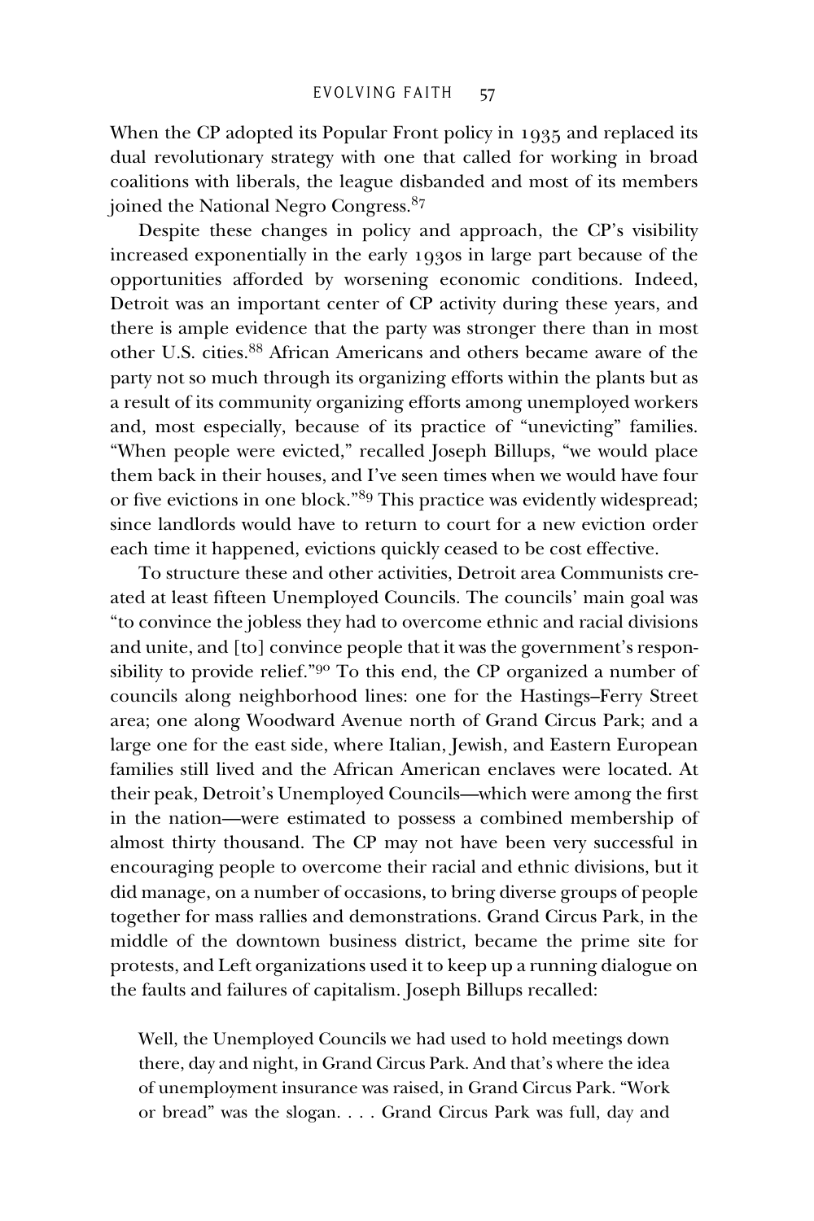When the CP adopted its Popular Front policy in 1935 and replaced its dual revolutionary strategy with one that called for working in broad coalitions with liberals, the league disbanded and most of its members joined the National Negro Congress.[87]

Despite these changes in policy and approach, the CP's visibility increased exponentially in the early 1930s in large part because of the opportunities afforded by worsening economic conditions. Indeed, Detroit was an important center of CP activity during these years, and there is ample evidence that the party was stronger there than in most other U.S. cities.[88] African Americans and others became aware of the party not so much through its organizing efforts within the plants but as a result of its community organizing efforts among unemployed workers and, most especially, because of its practice of "unevicting" families. "When people were evicted," recalled Joseph Billups, "we would place them back in their houses, and I've seen times when we would have four or five evictions in one block."[89] This practice was evidently widespread; since landlords would have to return to court for a new eviction order each time it happened, evictions quickly ceased to be cost effective.

To structure these and other activities, Detroit area Communists created at least fifteen Unemployed Councils. The councils' main goal was "to convince the jobless they had to overcome ethnic and racial divisions and unite, and [to] convince people that it was the government's responsibility to provide relief."[90] To this end, the CP organized a number of councils along neighborhood lines: one for the Hastings–Ferry Street area; one along Woodward Avenue north of Grand Circus Park; and a large one for the east side, where Italian, Jewish, and Eastern European families still lived and the African American enclaves were located. At their peak, Detroit's Unemployed Councils—which were among the first in the nation—were estimated to possess a combined membership of almost thirty thousand. The CP may not have been very successful in encouraging people to overcome their racial and ethnic divisions, but it did manage, on a number of occasions, to bring diverse groups of people together for mass rallies and demonstrations. Grand Circus Park, in the middle of the downtown business district, became the prime site for protests, and Left organizations used it to keep up a running dialogue on the faults and failures of capitalism. Joseph Billups recalled:

> Well, the Unemployed Councils we had used to hold meetings down there, day and night, in Grand Circus Park. And that's where the idea of unemployment insurance was raised, in Grand Circus Park. "Work or bread" was the slogan. . . . Grand Circus Park was full, day and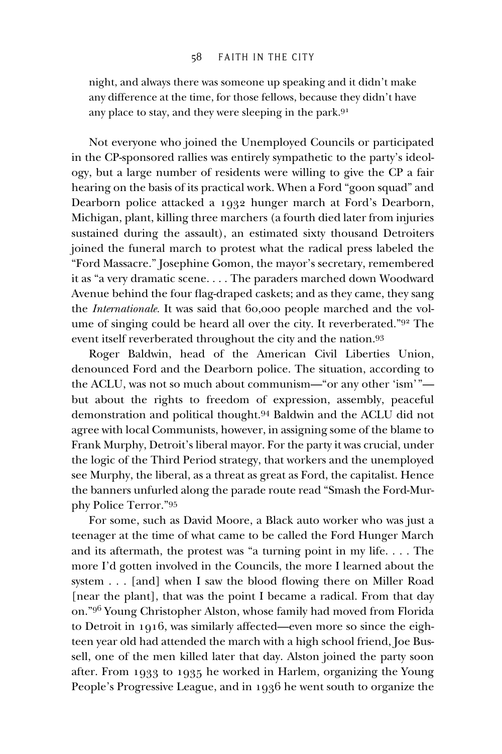night, and always there was someone up speaking and it didn't make any difference at the time, for those fellows, because they didn't have any place to stay, and they were sleeping in the park.[91]

Not everyone who joined the Unemployed Councils or participated in the CP-sponsored rallies was entirely sympathetic to the party's ideology, but a large number of residents were willing to give the CP a fair hearing on the basis of its practical work. When a Ford "goon squad" and Dearborn police attacked a 1932 hunger march at Ford's Dearborn, Michigan, plant, killing three marchers (a fourth died later from injuries sustained during the assault), an estimated sixty thousand Detroiters joined the funeral march to protest what the radical press labeled the "Ford Massacre." Josephine Gomon, the mayor's secretary, remembered it as "a very dramatic scene. . . . The paraders marched down Woodward Avenue behind the four flag-draped caskets; and as they came, they sang the *Internationale*. It was said that 60,000 people marched and the volume of singing could be heard all over the city. It reverberated."[92] The event itself reverberated throughout the city and the nation.[93]

Roger Baldwin, head of the American Civil Liberties Union, denounced Ford and the Dearborn police. The situation, according to the ACLU, was not so much about communism—"or any other 'ism'"—but about the rights to freedom of expression, assembly, peaceful demonstration and political thought.[94] Baldwin and the ACLU did not agree with local Communists, however, in assigning some of the blame to Frank Murphy, Detroit's liberal mayor. For the party it was crucial, under the logic of the Third Period strategy, that workers and the unemployed see Murphy, the liberal, as a threat as great as Ford, the capitalist. Hence the banners unfurled along the parade route read "Smash the Ford-Murphy Police Terror."[95]

For some, such as David Moore, a Black auto worker who was just a teenager at the time of what came to be called the Ford Hunger March and its aftermath, the protest was "a turning point in my life. . . . The more I'd gotten involved in the Councils, the more I learned about the system . . . [and] when I saw the blood flowing there on Miller Road [near the plant], that was the point I became a radical. From that day on."[96] Young Christopher Alston, whose family had moved from Florida to Detroit in 1916, was similarly affected—even more so since the eighteen year old had attended the march with a high school friend, Joe Bussell, one of the men killed later that day. Alston joined the party soon after. From 1933 to 1935 he worked in Harlem, organizing the Young People's Progressive League, and in 1936 he went south to organize the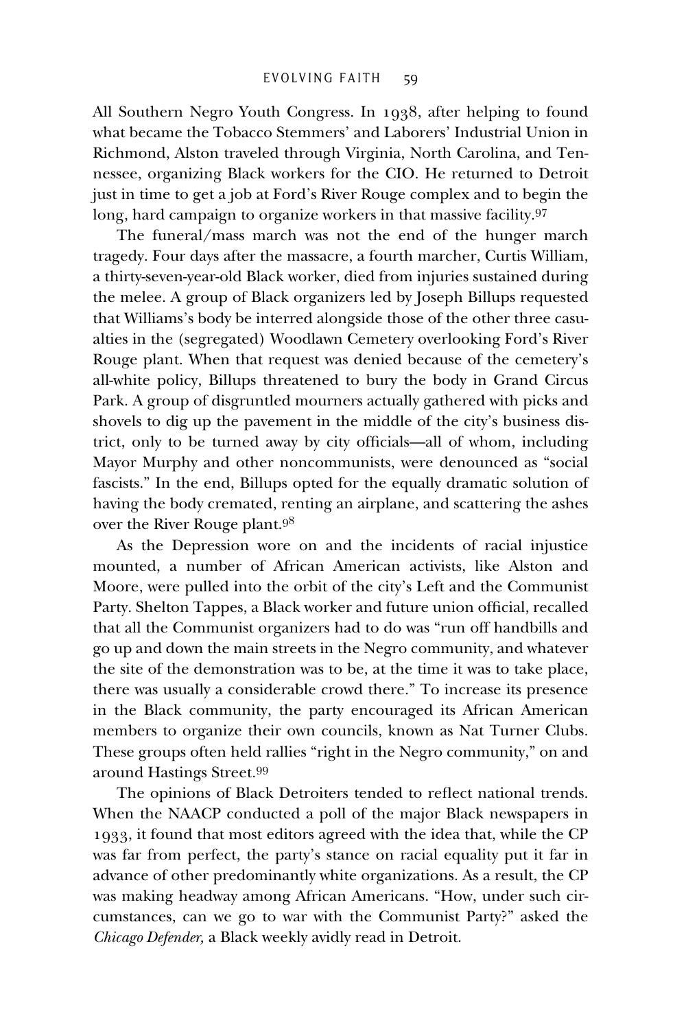All Southern Negro Youth Congress. In 1938, after helping to found what became the Tobacco Stemmers' and Laborers' Industrial Union in Richmond, Alston traveled through Virginia, North Carolina, and Tennessee, organizing Black workers for the CIO. He returned to Detroit just in time to get a job at Ford's River Rouge complex and to begin the long, hard campaign to organize workers in that massive facility.[97]

The funeral/mass march was not the end of the hunger march tragedy. Four days after the massacre, a fourth marcher, Curtis William, a thirty-seven-year-old Black worker, died from injuries sustained during the melee. A group of Black organizers led by Joseph Billups requested that Williams's body be interred alongside those of the other three casualties in the (segregated) Woodlawn Cemetery overlooking Ford's River Rouge plant. When that request was denied because of the cemetery's all-white policy, Billups threatened to bury the body in Grand Circus Park. A group of disgruntled mourners actually gathered with picks and shovels to dig up the pavement in the middle of the city's business district, only to be turned away by city officials—all of whom, including Mayor Murphy and other noncommunists, were denounced as "social fascists." In the end, Billups opted for the equally dramatic solution of having the body cremated, renting an airplane, and scattering the ashes over the River Rouge plant.[98]

As the Depression wore on and the incidents of racial injustice mounted, a number of African American activists, like Alston and Moore, were pulled into the orbit of the city's Left and the Communist Party. Shelton Tappes, a Black worker and future union official, recalled that all the Communist organizers had to do was "run off handbills and go up and down the main streets in the Negro community, and whatever the site of the demonstration was to be, at the time it was to take place, there was usually a considerable crowd there." To increase its presence in the Black community, the party encouraged its African American members to organize their own councils, known as Nat Turner Clubs. These groups often held rallies "right in the Negro community," on and around Hastings Street.[99]

The opinions of Black Detroiters tended to reflect national trends. When the NAACP conducted a poll of the major Black newspapers in 1933, it found that most editors agreed with the idea that, while the CP was far from perfect, the party's stance on racial equality put it far in advance of other predominantly white organizations. As a result, the CP was making headway among African Americans. "How, under such circumstances, can we go to war with the Communist Party?" asked the *Chicago Defender,* a Black weekly avidly read in Detroit.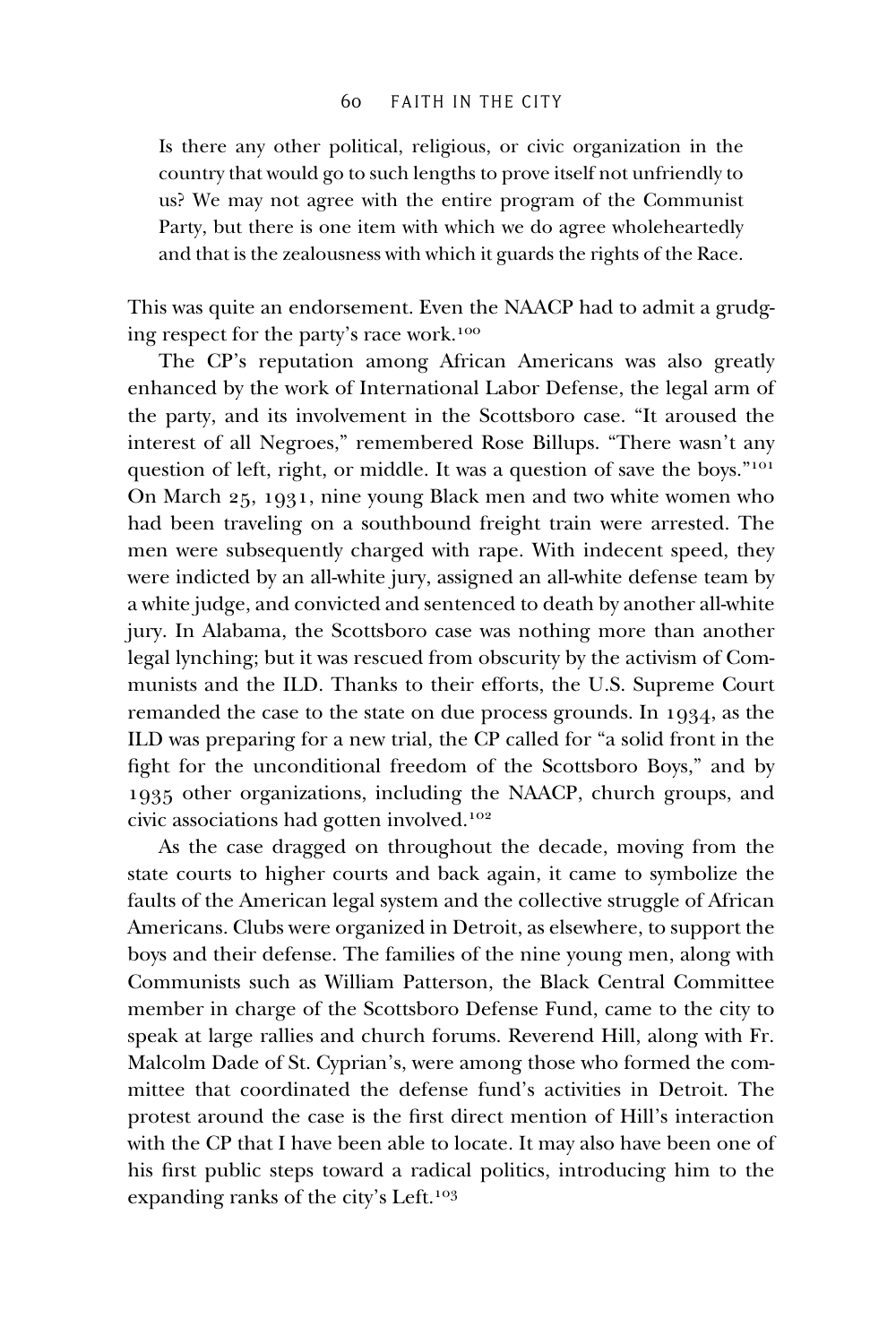> Is there any other political, religious, or civic organization in the country that would go to such lengths to prove itself not unfriendly to us? We may not agree with the entire program of the Communist Party, but there is one item with which we do agree wholeheartedly and that is the zealousness with which it guards the rights of the Race.

This was quite an endorsement. Even the NAACP had to admit a grudging respect for the party's race work.[100]

The CP's reputation among African Americans was also greatly enhanced by the work of International Labor Defense, the legal arm of the party, and its involvement in the Scottsboro case. "It aroused the interest of all Negroes," remembered Rose Billups. "There wasn't any question of left, right, or middle. It was a question of save the boys."[101] On March 25, 1931, nine young Black men and two white women who had been traveling on a southbound freight train were arrested. The men were subsequently charged with rape. With indecent speed, they were indicted by an all-white jury, assigned an all-white defense team by a white judge, and convicted and sentenced to death by another all-white jury. In Alabama, the Scottsboro case was nothing more than another legal lynching; but it was rescued from obscurity by the activism of Communists and the ILD. Thanks to their efforts, the U.S. Supreme Court remanded the case to the state on due process grounds. In 1934, as the ILD was preparing for a new trial, the CP called for "a solid front in the fight for the unconditional freedom of the Scottsboro Boys," and by 1935 other organizations, including the NAACP, church groups, and civic associations had gotten involved.[102]

As the case dragged on throughout the decade, moving from the state courts to higher courts and back again, it came to symbolize the faults of the American legal system and the collective struggle of African Americans. Clubs were organized in Detroit, as elsewhere, to support the boys and their defense. The families of the nine young men, along with Communists such as William Patterson, the Black Central Committee member in charge of the Scottsboro Defense Fund, came to the city to speak at large rallies and church forums. Reverend Hill, along with Fr. Malcolm Dade of St. Cyprian's, were among those who formed the committee that coordinated the defense fund's activities in Detroit. The protest around the case is the first direct mention of Hill's interaction with the CP that I have been able to locate. It may also have been one of his first public steps toward a radical politics, introducing him to the expanding ranks of the city's Left.[103]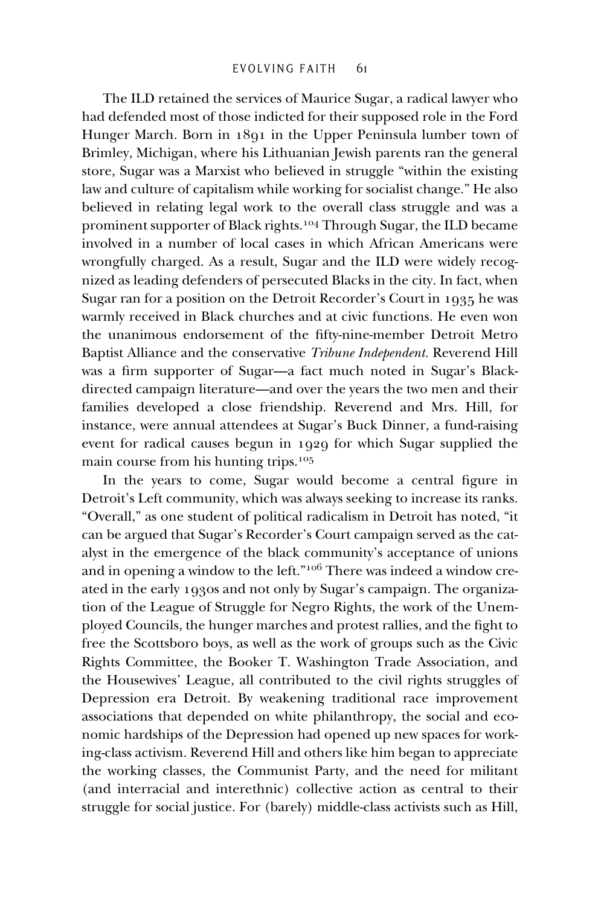The ILD retained the services of Maurice Sugar, a radical lawyer who had defended most of those indicted for their supposed role in the Ford Hunger March. Born in 1891 in the Upper Peninsula lumber town of Brimley, Michigan, where his Lithuanian Jewish parents ran the general store, Sugar was a Marxist who believed in struggle "within the existing law and culture of capitalism while working for socialist change." He also believed in relating legal work to the overall class struggle and was a prominent supporter of Black rights.[104] Through Sugar, the ILD became involved in a number of local cases in which African Americans were wrongfully charged. As a result, Sugar and the ILD were widely recognized as leading defenders of persecuted Blacks in the city. In fact, when Sugar ran for a position on the Detroit Recorder's Court in 1935 he was warmly received in Black churches and at civic functions. He even won the unanimous endorsement of the fifty-nine-member Detroit Metro Baptist Alliance and the conservative *Tribune Independent.* Reverend Hill was a firm supporter of Sugar—a fact much noted in Sugar's Black-directed campaign literature—and over the years the two men and their families developed a close friendship. Reverend and Mrs. Hill, for instance, were annual attendees at Sugar's Buck Dinner, a fund-raising event for radical causes begun in 1929 for which Sugar supplied the main course from his hunting trips.[105]

In the years to come, Sugar would become a central figure in Detroit's Left community, which was always seeking to increase its ranks. "Overall," as one student of political radicalism in Detroit has noted, "it can be argued that Sugar's Recorder's Court campaign served as the catalyst in the emergence of the black community's acceptance of unions and in opening a window to the left."[106] There was indeed a window created in the early 1930s and not only by Sugar's campaign. The organization of the League of Struggle for Negro Rights, the work of the Unemployed Councils, the hunger marches and protest rallies, and the fight to free the Scottsboro boys, as well as the work of groups such as the Civic Rights Committee, the Booker T. Washington Trade Association, and the Housewives' League, all contributed to the civil rights struggles of Depression era Detroit. By weakening traditional race improvement associations that depended on white philanthropy, the social and economic hardships of the Depression had opened up new spaces for working-class activism. Reverend Hill and others like him began to appreciate the working classes, the Communist Party, and the need for militant (and interracial and interethnic) collective action as central to their struggle for social justice. For (barely) middle-class activists such as Hill,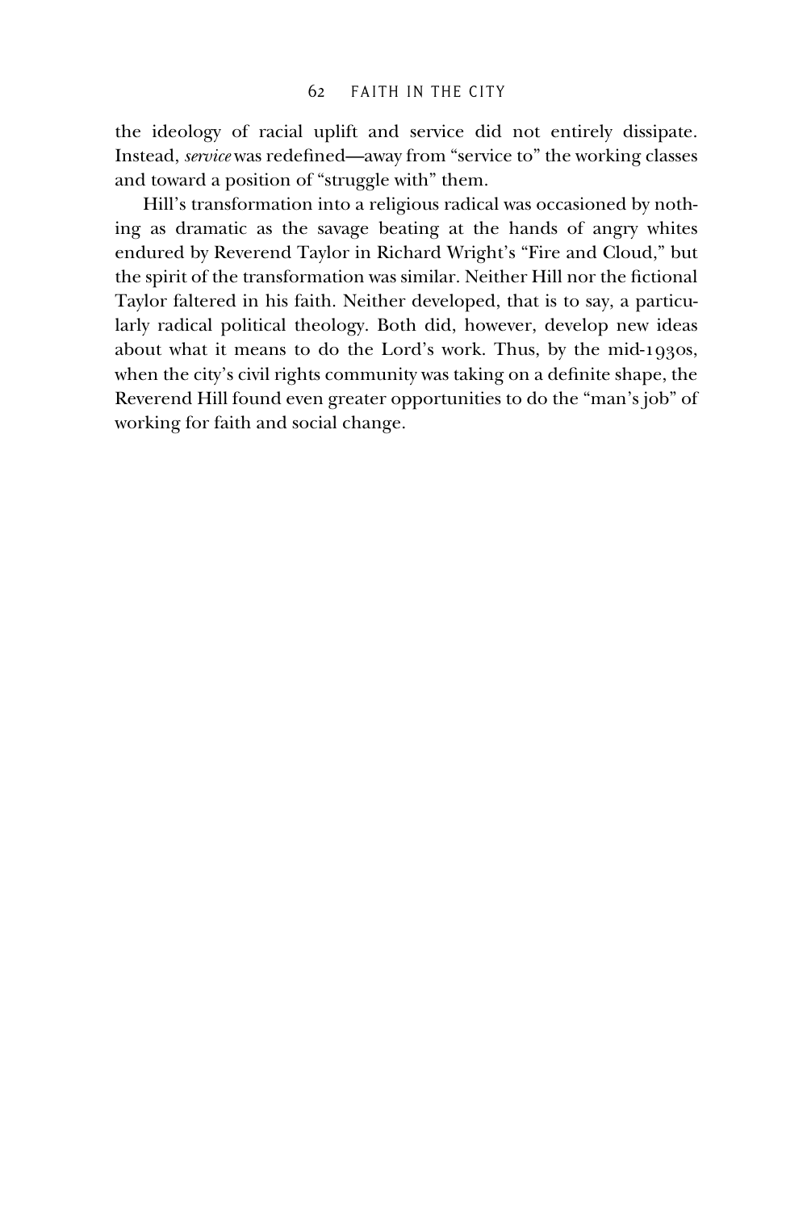the ideology of racial uplift and service did not entirely dissipate. Instead, *service* was redefined—away from "service to" the working classes and toward a position of "struggle with" them.

Hill's transformation into a religious radical was occasioned by nothing as dramatic as the savage beating at the hands of angry whites endured by Reverend Taylor in Richard Wright's "Fire and Cloud," but the spirit of the transformation was similar. Neither Hill nor the fictional Taylor faltered in his faith. Neither developed, that is to say, a particularly radical political theology. Both did, however, develop new ideas about what it means to do the Lord's work. Thus, by the mid-1930s, when the city's civil rights community was taking on a definite shape, the Reverend Hill found even greater opportunities to do the "man's job" of working for faith and social change.